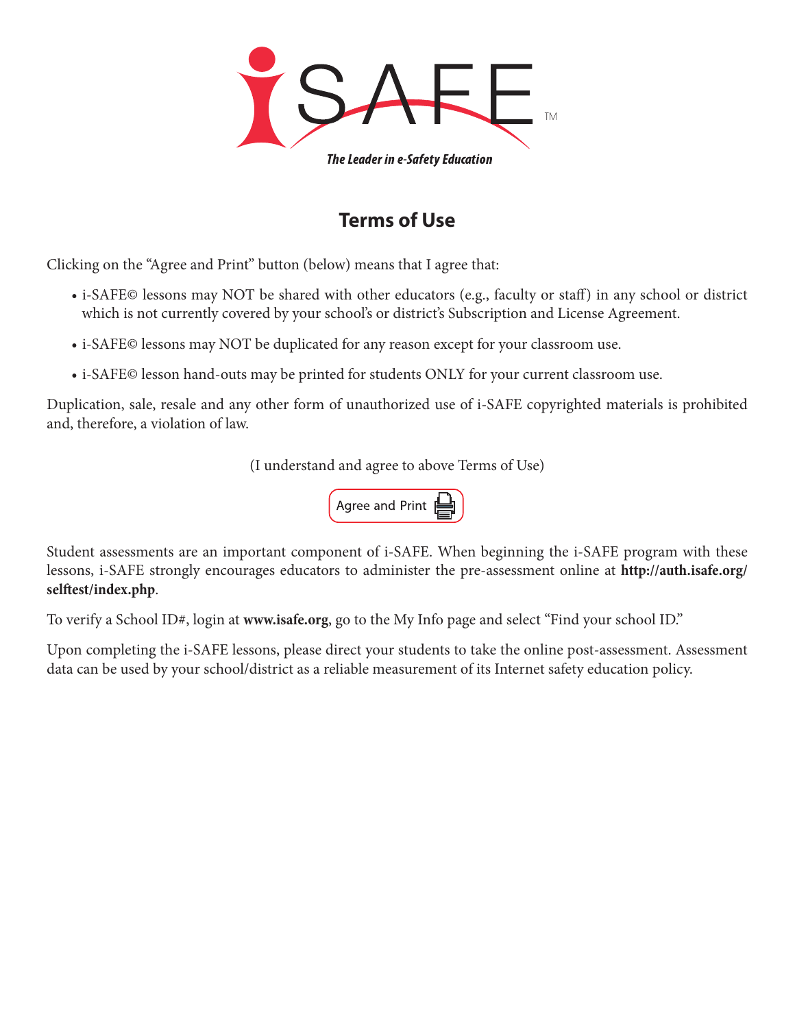i-SAFE™

*The Leader in e-Safety Education*

# Terms of Use

Clicking on the "Agree and Print" button (below) means that I agree that:

- i-SAFE© lessons may NOT be shared with other educators (e.g., faculty or staff) in any school or district which is not currently covered by your school's or district's Subscription and License Agreement.
- i-SAFE© lessons may NOT be duplicated for any reason except for your classroom use.
- i-SAFE© lesson hand-outs may be printed for students ONLY for your current classroom use.

Duplication, sale, resale and any other form of unauthorized use of i-SAFE copyrighted materials is prohibited and, therefore, a violation of law.

(I understand and agree to above Terms of Use)

Agree and Print

Student assessments are an important component of i-SAFE. When beginning the i-SAFE program with these lessons, i-SAFE strongly encourages educators to administer the pre-assessment online at **http://auth.isafe.org/selftest/index.php**.

To verify a School ID#, login at **www.isafe.org**, go to the My Info page and select "Find your school ID."

Upon completing the i-SAFE lessons, please direct your students to take the online post-assessment. Assessment data can be used by your school/district as a reliable measurement of its Internet safety education policy.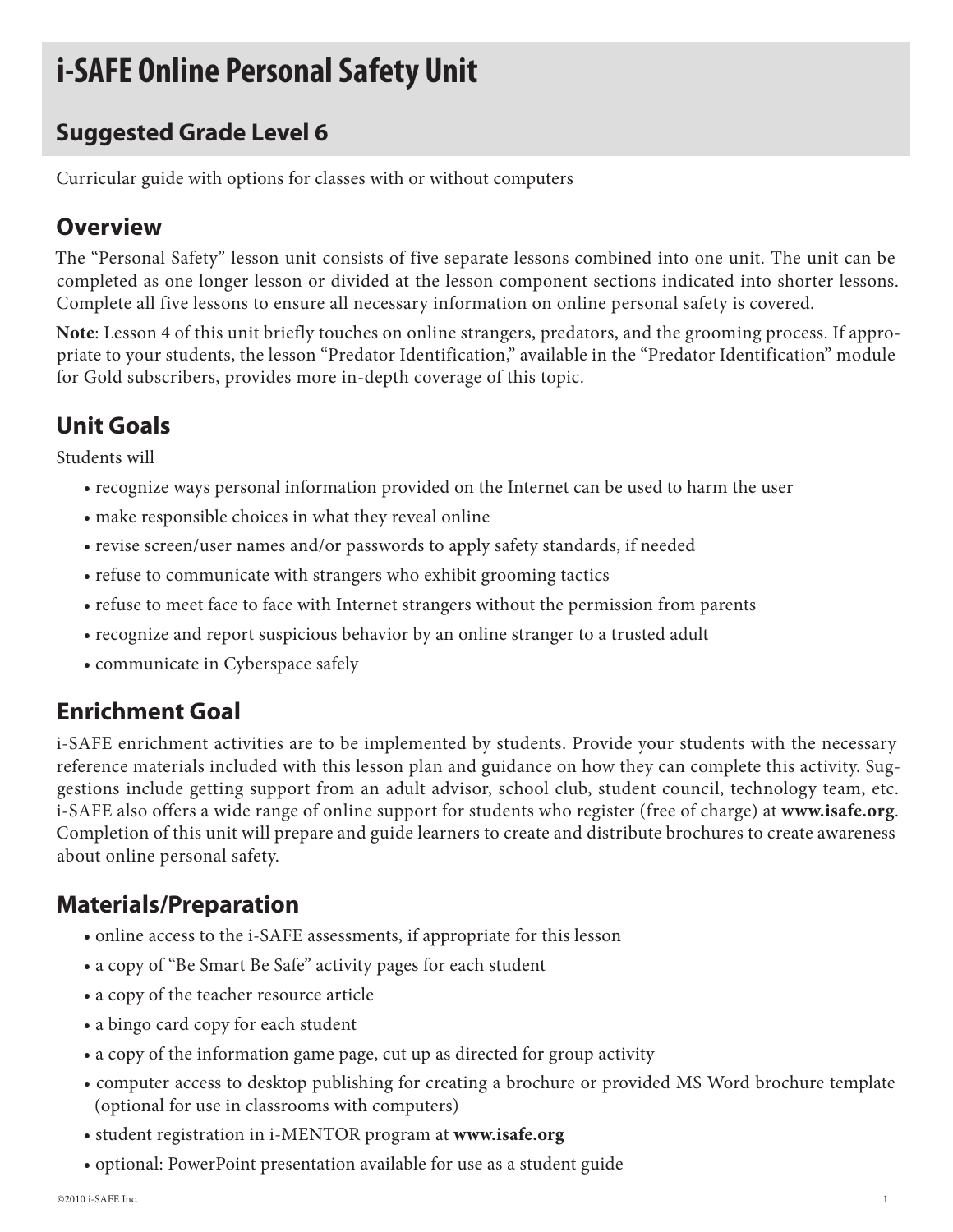# i-SAFE Online Personal Safety Unit

## Suggested Grade Level 6

Curricular guide with options for classes with or without computers

## Overview

The "Personal Safety" lesson unit consists of five separate lessons combined into one unit. The unit can be completed as one longer lesson or divided at the lesson component sections indicated into shorter lessons. Complete all five lessons to ensure all necessary information on online personal safety is covered.

**Note**: Lesson 4 of this unit briefly touches on online strangers, predators, and the grooming process. If appropriate to your students, the lesson "Predator Identification," available in the "Predator Identification" module for Gold subscribers, provides more in-depth coverage of this topic.

## Unit Goals

Students will

- recognize ways personal information provided on the Internet can be used to harm the user
- make responsible choices in what they reveal online
- revise screen/user names and/or passwords to apply safety standards, if needed
- refuse to communicate with strangers who exhibit grooming tactics
- refuse to meet face to face with Internet strangers without the permission from parents
- recognize and report suspicious behavior by an online stranger to a trusted adult
- communicate in Cyberspace safely

## Enrichment Goal

i-SAFE enrichment activities are to be implemented by students. Provide your students with the necessary reference materials included with this lesson plan and guidance on how they can complete this activity. Suggestions include getting support from an adult advisor, school club, student council, technology team, etc. i-SAFE also offers a wide range of online support for students who register (free of charge) at **www.isafe.org**. Completion of this unit will prepare and guide learners to create and distribute brochures to create awareness about online personal safety.

## Materials/Preparation

- online access to the i-SAFE assessments, if appropriate for this lesson
- a copy of "Be Smart Be Safe" activity pages for each student
- a copy of the teacher resource article
- a bingo card copy for each student
- a copy of the information game page, cut up as directed for group activity
- computer access to desktop publishing for creating a brochure or provided MS Word brochure template (optional for use in classrooms with computers)
- student registration in i-MENTOR program at **www.isafe.org**
- optional: PowerPoint presentation available for use as a student guide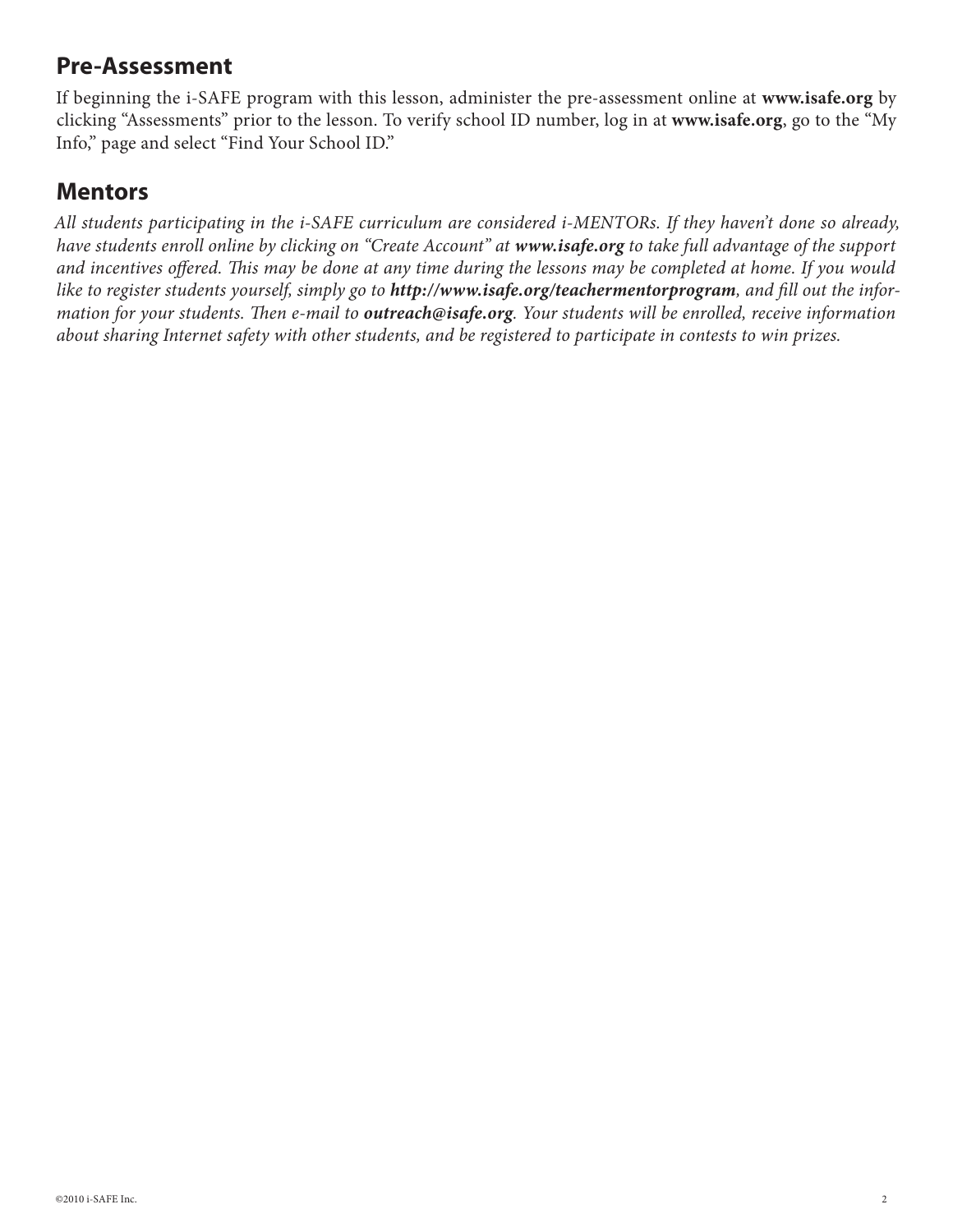## Pre-Assessment

If beginning the i-SAFE program with this lesson, administer the pre-assessment online at **www.isafe.org** by clicking "Assessments" prior to the lesson. To verify school ID number, log in at **www.isafe.org**, go to the "My Info," page and select "Find Your School ID."

## Mentors

*All students participating in the i-SAFE curriculum are considered i-MENTORs. If they haven't done so already, have students enroll online by clicking on "Create Account" at **www.isafe.org** to take full advantage of the support and incentives offered. This may be done at any time during the lessons may be completed at home. If you would like to register students yourself, simply go to **http://www.isafe.org/teachermentorprogram**, and fill out the information for your students. Then e-mail to **outreach@isafe.org**. Your students will be enrolled, receive information about sharing Internet safety with other students, and be registered to participate in contests to win prizes.*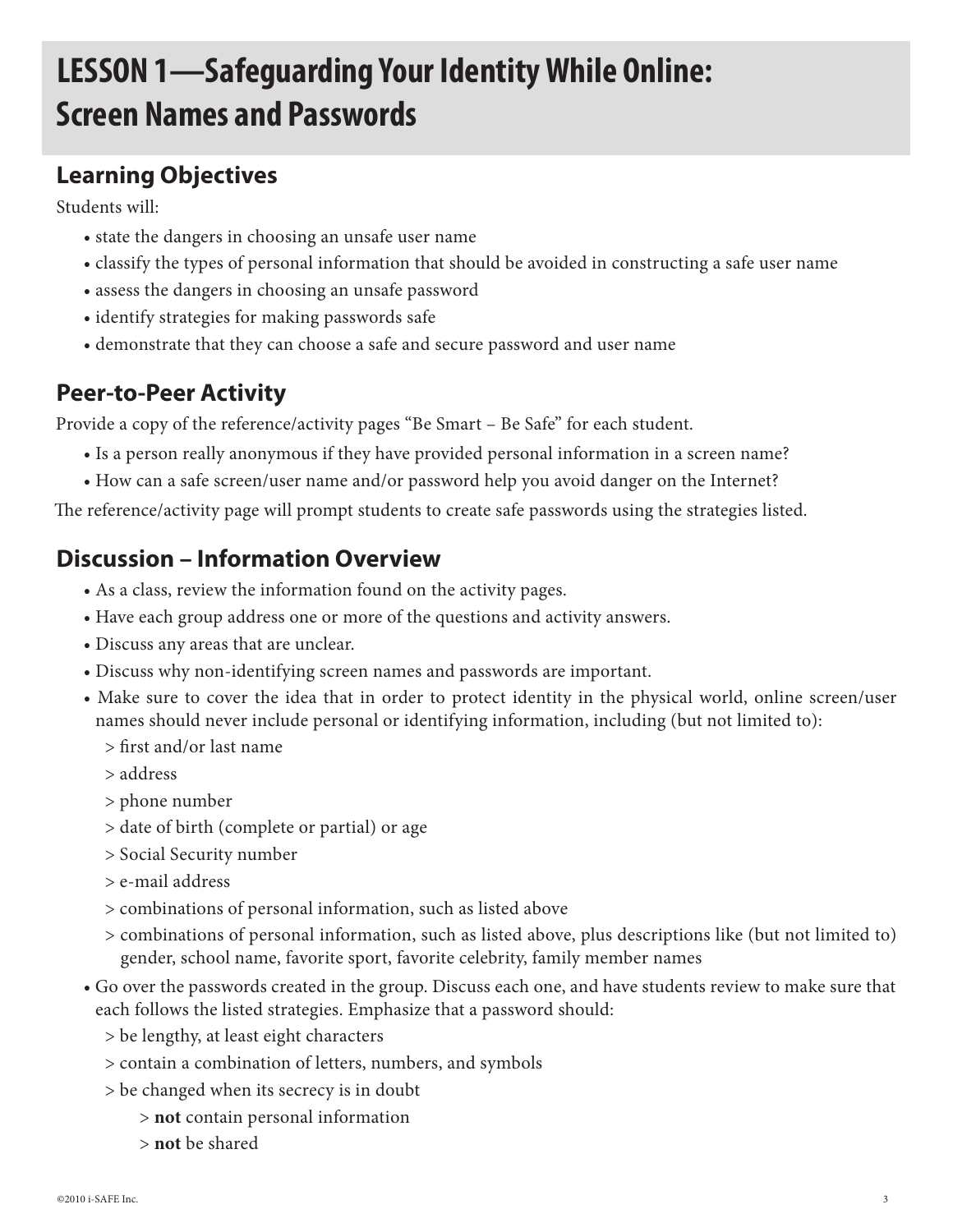# LESSON 1—Safeguarding Your Identity While Online: Screen Names and Passwords

## Learning Objectives

Students will:

- state the dangers in choosing an unsafe user name
- classify the types of personal information that should be avoided in constructing a safe user name
- assess the dangers in choosing an unsafe password
- identify strategies for making passwords safe
- demonstrate that they can choose a safe and secure password and user name

## Peer-to-Peer Activity

Provide a copy of the reference/activity pages "Be Smart – Be Safe" for each student.

- Is a person really anonymous if they have provided personal information in a screen name?
- How can a safe screen/user name and/or password help you avoid danger on the Internet?

The reference/activity page will prompt students to create safe passwords using the strategies listed.

## Discussion – Information Overview

- As a class, review the information found on the activity pages.
- Have each group address one or more of the questions and activity answers.
- Discuss any areas that are unclear.
- Discuss why non-identifying screen names and passwords are important.
- Make sure to cover the idea that in order to protect identity in the physical world, online screen/user names should never include personal or identifying information, including (but not limited to):
  - > first and/or last name
  - > address
  - > phone number
  - > date of birth (complete or partial) or age
  - > Social Security number
  - > e-mail address
  - > combinations of personal information, such as listed above
  - > combinations of personal information, such as listed above, plus descriptions like (but not limited to) gender, school name, favorite sport, favorite celebrity, family member names
- Go over the passwords created in the group. Discuss each one, and have students review to make sure that each follows the listed strategies. Emphasize that a password should:
  - > be lengthy, at least eight characters
  - > contain a combination of letters, numbers, and symbols
  - > be changed when its secrecy is in doubt
    - > **not** contain personal information
    - > **not** be shared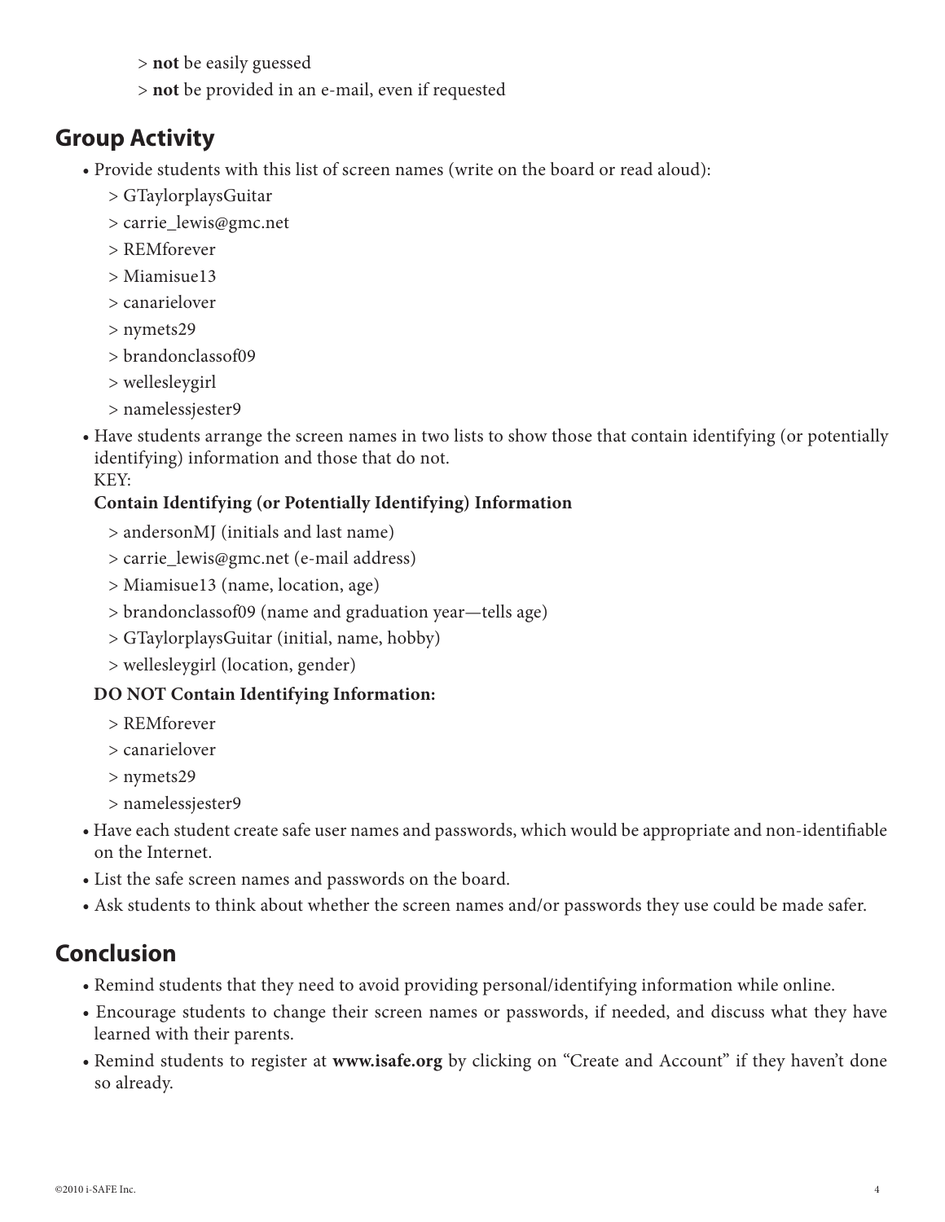> **not** be easily guessed

> **not** be provided in an e-mail, even if requested

## Group Activity

- Provide students with this list of screen names (write on the board or read aloud):
  > GTaylorplaysGuitar
  > carrie_lewis@gmc.net
  > REMforever
  > Miamisue13
  > canarielover
  > nymets29
  > brandonclassof09
  > wellesleygirl
  > namelessjester9
- Have students arrange the screen names in two lists to show those that contain identifying (or potentially identifying) information and those that do not.
  KEY:

  **Contain Identifying (or Potentially Identifying) Information**

  > andersonMJ (initials and last name)
  > carrie_lewis@gmc.net (e-mail address)
  > Miamisue13 (name, location, age)
  > brandonclassof09 (name and graduation year—tells age)
  > GTaylorplaysGuitar (initial, name, hobby)
  > wellesleygirl (location, gender)

  **DO NOT Contain Identifying Information:**

  > REMforever
  > canarielover
  > nymets29
  > namelessjester9
- Have each student create safe user names and passwords, which would be appropriate and non-identifiable on the Internet.
- List the safe screen names and passwords on the board.
- Ask students to think about whether the screen names and/or passwords they use could be made safer.

## Conclusion

- Remind students that they need to avoid providing personal/identifying information while online.
- Encourage students to change their screen names or passwords, if needed, and discuss what they have learned with their parents.
- Remind students to register at **www.isafe.org** by clicking on "Create and Account" if they haven't done so already.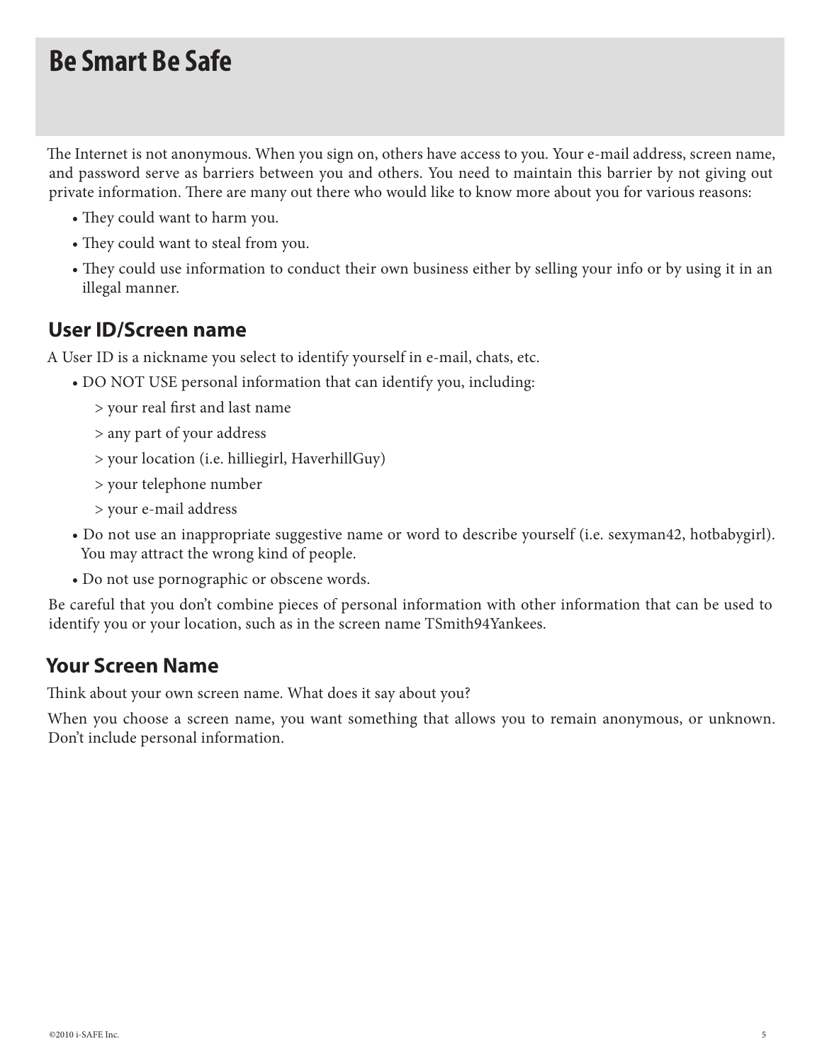# Be Smart Be Safe

The Internet is not anonymous. When you sign on, others have access to you. Your e-mail address, screen name, and password serve as barriers between you and others. You need to maintain this barrier by not giving out private information. There are many out there who would like to know more about you for various reasons:

- They could want to harm you.
- They could want to steal from you.
- They could use information to conduct their own business either by selling your info or by using it in an illegal manner.

## User ID/Screen name

A User ID is a nickname you select to identify yourself in e-mail, chats, etc.

- DO NOT USE personal information that can identify you, including:
  - > your real first and last name
  - > any part of your address
  - > your location (i.e. hilliegirl, HaverhillGuy)
  - > your telephone number
  - > your e-mail address
- Do not use an inappropriate suggestive name or word to describe yourself (i.e. sexyman42, hotbabygirl). You may attract the wrong kind of people.
- Do not use pornographic or obscene words.

Be careful that you don't combine pieces of personal information with other information that can be used to identify you or your location, such as in the screen name TSmith94Yankees.

## Your Screen Name

Think about your own screen name. What does it say about you?

When you choose a screen name, you want something that allows you to remain anonymous, or unknown. Don't include personal information.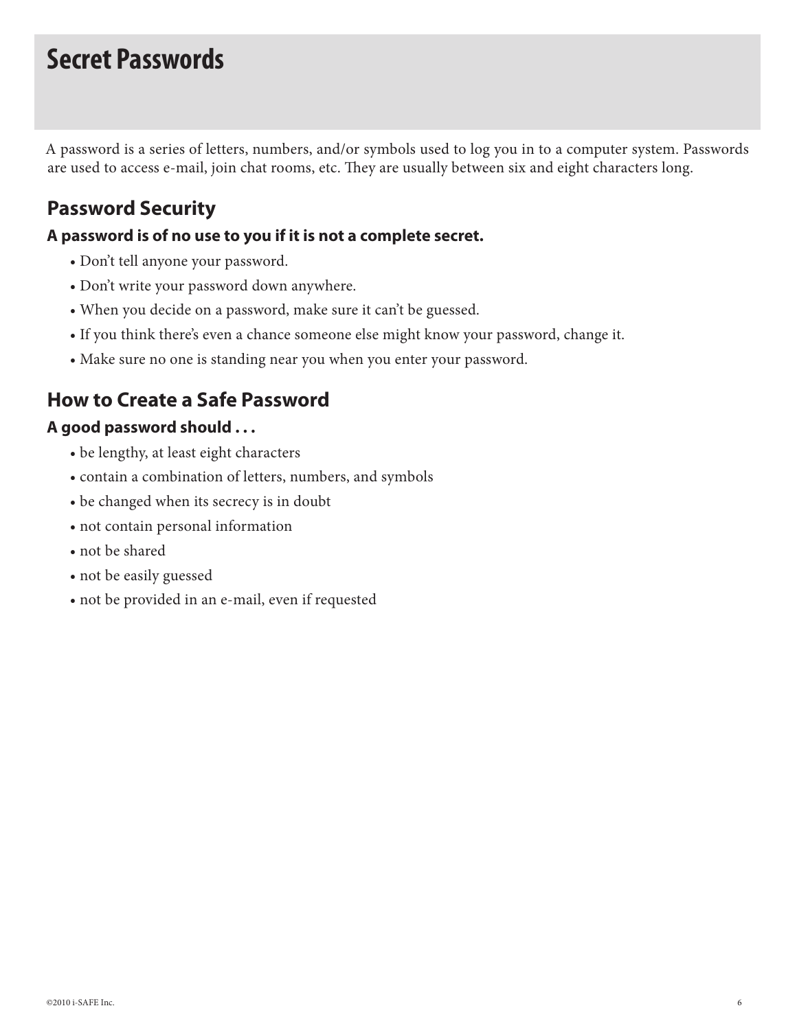# Secret Passwords

A password is a series of letters, numbers, and/or symbols used to log you in to a computer system. Passwords are used to access e-mail, join chat rooms, etc. They are usually between six and eight characters long.

## Password Security

### A password is of no use to you if it is not a complete secret.

- Don't tell anyone your password.
- Don't write your password down anywhere.
- When you decide on a password, make sure it can't be guessed.
- If you think there's even a chance someone else might know your password, change it.
- Make sure no one is standing near you when you enter your password.

## How to Create a Safe Password

### A good password should . . .

- be lengthy, at least eight characters
- contain a combination of letters, numbers, and symbols
- be changed when its secrecy is in doubt
- not contain personal information
- not be shared
- not be easily guessed
- not be provided in an e-mail, even if requested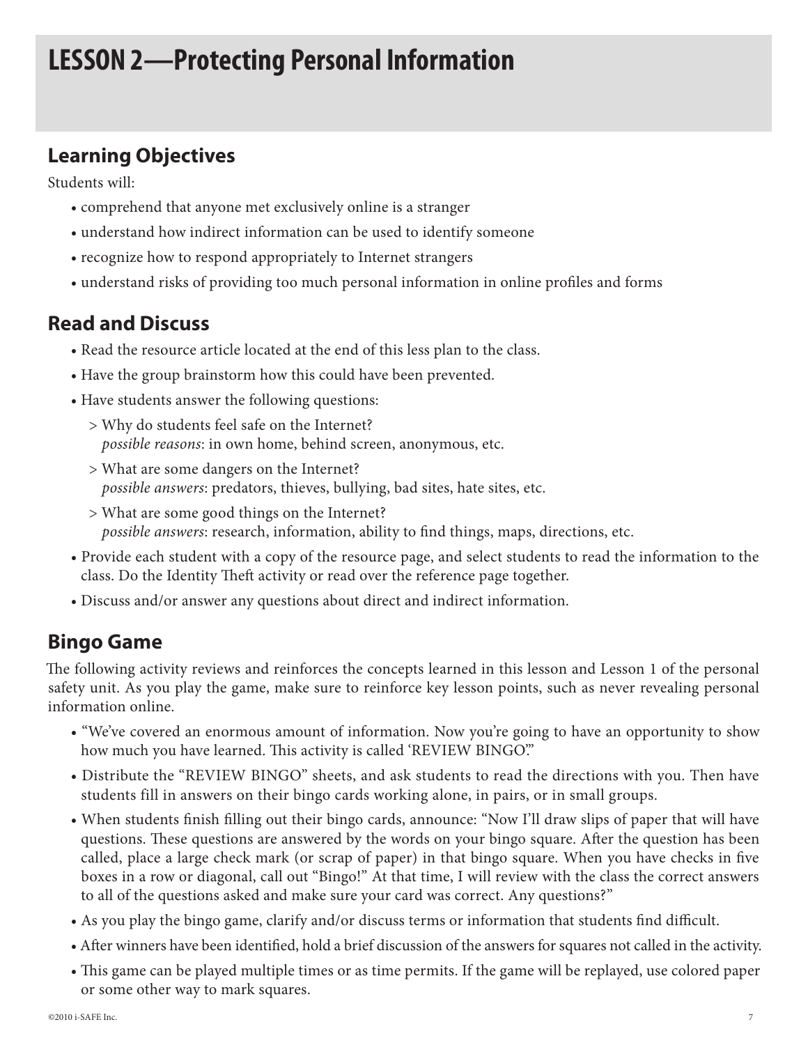# LESSON 2—Protecting Personal Information

## Learning Objectives

Students will:

- comprehend that anyone met exclusively online is a stranger
- understand how indirect information can be used to identify someone
- recognize how to respond appropriately to Internet strangers
- understand risks of providing too much personal information in online profiles and forms

## Read and Discuss

- Read the resource article located at the end of this less plan to the class.
- Have the group brainstorm how this could have been prevented.
- Have students answer the following questions:
  - > Why do students feel safe on the Internet?
    *possible reasons*: in own home, behind screen, anonymous, etc.
  - > What are some dangers on the Internet?
    *possible answers*: predators, thieves, bullying, bad sites, hate sites, etc.
  - > What are some good things on the Internet?
    *possible answers*: research, information, ability to find things, maps, directions, etc.
- Provide each student with a copy of the resource page, and select students to read the information to the class. Do the Identity Theft activity or read over the reference page together.
- Discuss and/or answer any questions about direct and indirect information.

## Bingo Game

The following activity reviews and reinforces the concepts learned in this lesson and Lesson 1 of the personal safety unit. As you play the game, make sure to reinforce key lesson points, such as never revealing personal information online.

- "We've covered an enormous amount of information. Now you're going to have an opportunity to show how much you have learned. This activity is called 'REVIEW BINGO'."
- Distribute the "REVIEW BINGO" sheets, and ask students to read the directions with you. Then have students fill in answers on their bingo cards working alone, in pairs, or in small groups.
- When students finish filling out their bingo cards, announce: "Now I'll draw slips of paper that will have questions. These questions are answered by the words on your bingo square. After the question has been called, place a large check mark (or scrap of paper) in that bingo square. When you have checks in five boxes in a row or diagonal, call out "Bingo!" At that time, I will review with the class the correct answers to all of the questions asked and make sure your card was correct. Any questions?"
- As you play the bingo game, clarify and/or discuss terms or information that students find difficult.
- After winners have been identified, hold a brief discussion of the answers for squares not called in the activity.
- This game can be played multiple times or as time permits. If the game will be replayed, use colored paper or some other way to mark squares.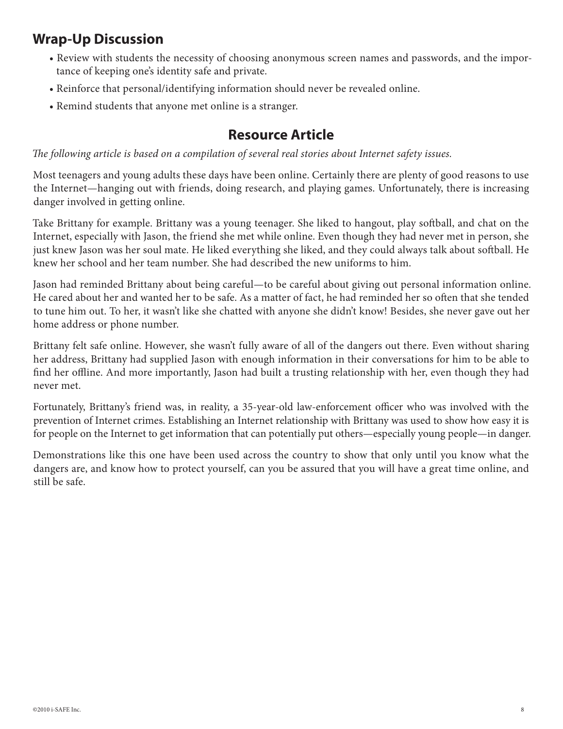## Wrap-Up Discussion

- Review with students the necessity of choosing anonymous screen names and passwords, and the importance of keeping one's identity safe and private.
- Reinforce that personal/identifying information should never be revealed online.
- Remind students that anyone met online is a stranger.

## Resource Article

*The following article is based on a compilation of several real stories about Internet safety issues.*

Most teenagers and young adults these days have been online. Certainly there are plenty of good reasons to use the Internet—hanging out with friends, doing research, and playing games. Unfortunately, there is increasing danger involved in getting online.

Take Brittany for example. Brittany was a young teenager. She liked to hangout, play softball, and chat on the Internet, especially with Jason, the friend she met while online. Even though they had never met in person, she just knew Jason was her soul mate. He liked everything she liked, and they could always talk about softball. He knew her school and her team number. She had described the new uniforms to him.

Jason had reminded Brittany about being careful—to be careful about giving out personal information online. He cared about her and wanted her to be safe. As a matter of fact, he had reminded her so often that she tended to tune him out. To her, it wasn't like she chatted with anyone she didn't know! Besides, she never gave out her home address or phone number.

Brittany felt safe online. However, she wasn't fully aware of all of the dangers out there. Even without sharing her address, Brittany had supplied Jason with enough information in their conversations for him to be able to find her offline. And more importantly, Jason had built a trusting relationship with her, even though they had never met.

Fortunately, Brittany's friend was, in reality, a 35-year-old law-enforcement officer who was involved with the prevention of Internet crimes. Establishing an Internet relationship with Brittany was used to show how easy it is for people on the Internet to get information that can potentially put others—especially young people—in danger.

Demonstrations like this one have been used across the country to show that only until you know what the dangers are, and know how to protect yourself, can you be assured that you will have a great time online, and still be safe.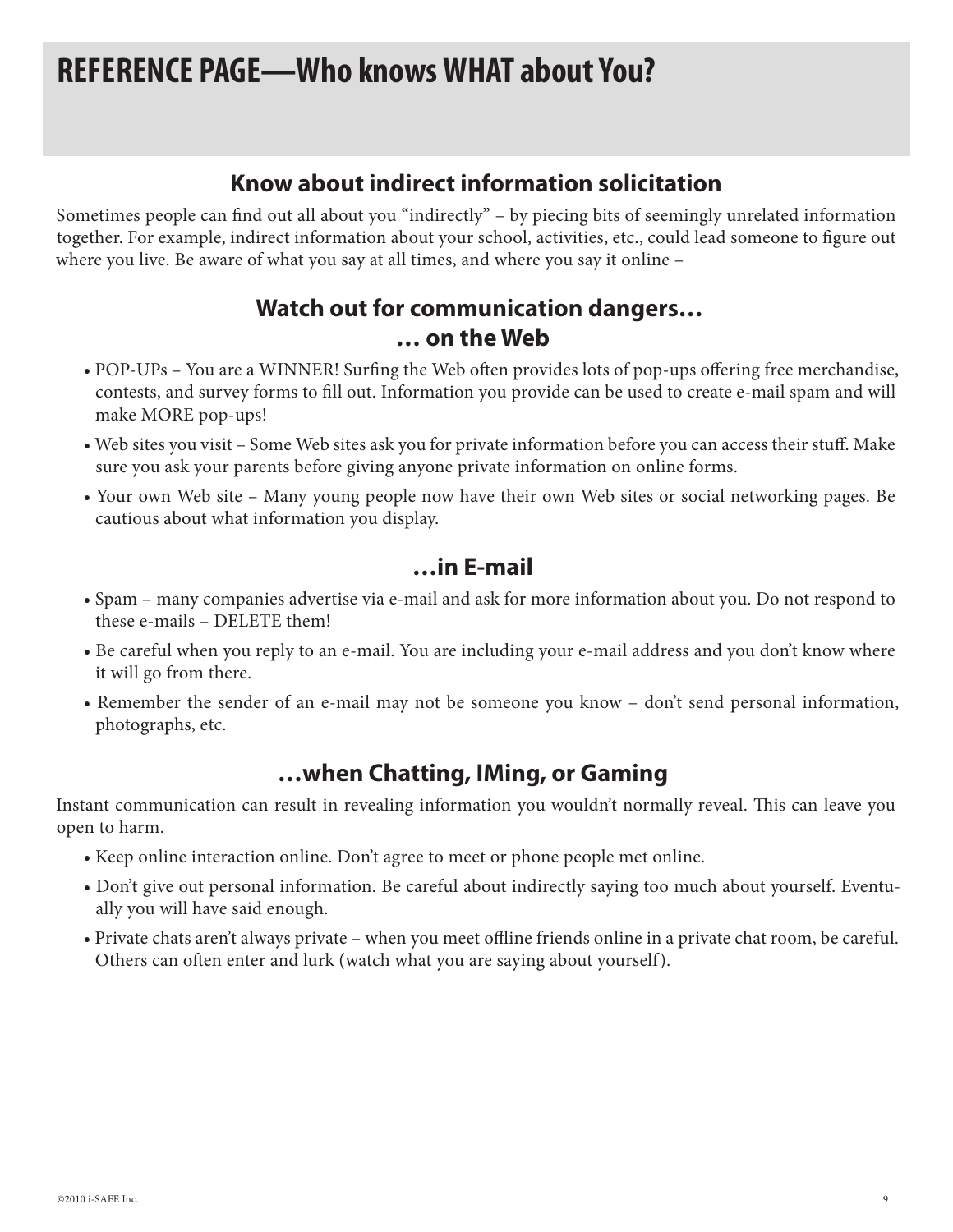# REFERENCE PAGE—Who knows WHAT about You?

## Know about indirect information solicitation

Sometimes people can find out all about you "indirectly" – by piecing bits of seemingly unrelated information together. For example, indirect information about your school, activities, etc., could lead someone to figure out where you live. Be aware of what you say at all times, and where you say it online –

## Watch out for communication dangers… … on the Web

- POP-UPs – You are a WINNER! Surfing the Web often provides lots of pop-ups offering free merchandise, contests, and survey forms to fill out. Information you provide can be used to create e-mail spam and will make MORE pop-ups!
- Web sites you visit – Some Web sites ask you for private information before you can access their stuff. Make sure you ask your parents before giving anyone private information on online forms.
- Your own Web site – Many young people now have their own Web sites or social networking pages. Be cautious about what information you display.

## …in E-mail

- Spam – many companies advertise via e-mail and ask for more information about you. Do not respond to these e-mails – DELETE them!
- Be careful when you reply to an e-mail. You are including your e-mail address and you don't know where it will go from there.
- Remember the sender of an e-mail may not be someone you know – don't send personal information, photographs, etc.

## …when Chatting, IMing, or Gaming

Instant communication can result in revealing information you wouldn't normally reveal. This can leave you open to harm.

- Keep online interaction online. Don't agree to meet or phone people met online.
- Don't give out personal information. Be careful about indirectly saying too much about yourself. Eventually you will have said enough.
- Private chats aren't always private – when you meet offline friends online in a private chat room, be careful. Others can often enter and lurk (watch what you are saying about yourself).

©2010 i-SAFE Inc.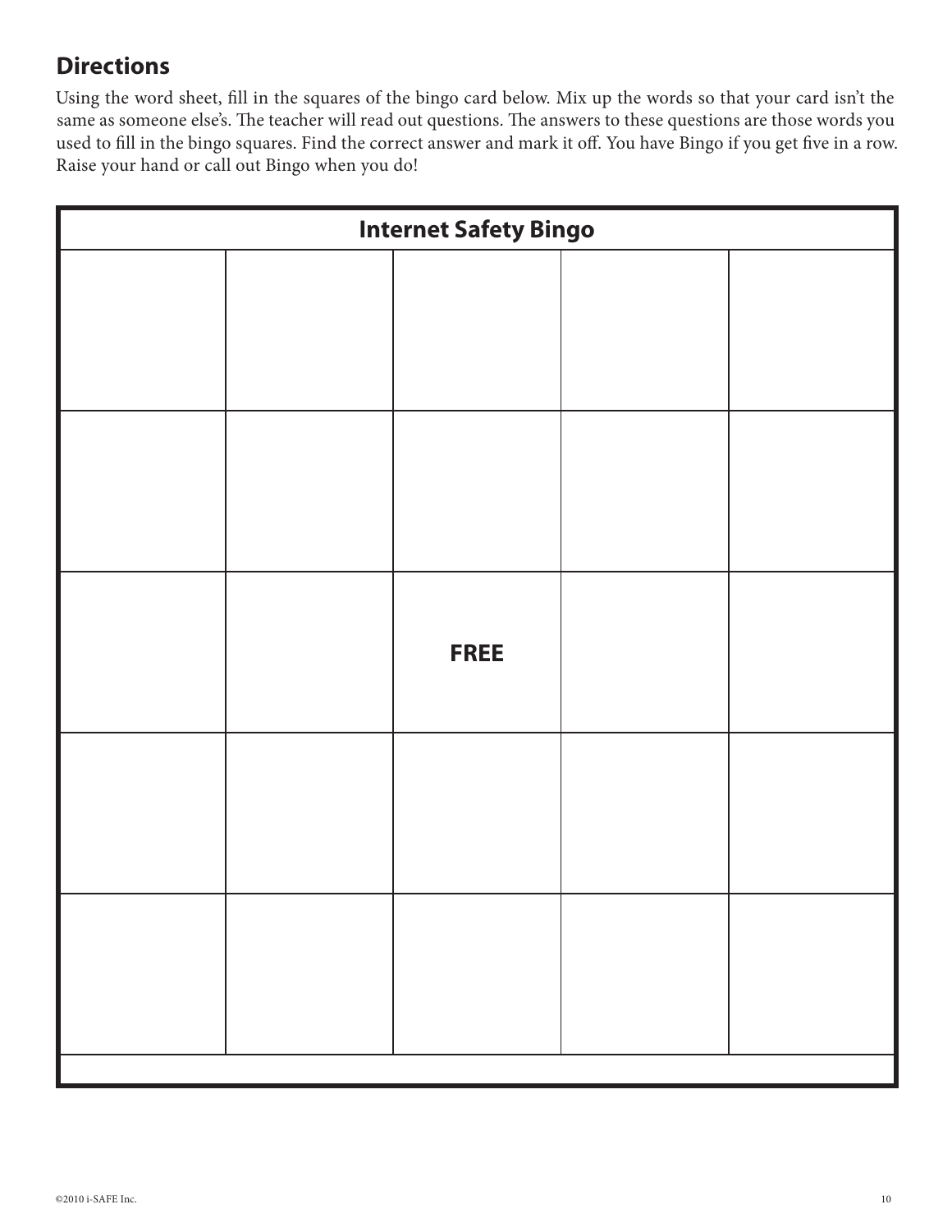## Directions

Using the word sheet, fill in the squares of the bingo card below. Mix up the words so that your card isn't the same as someone else's. The teacher will read out questions. The answers to these questions are those words you used to fill in the bingo squares. Find the correct answer and mark it off. You have Bingo if you get five in a row. Raise your hand or call out Bingo when you do!

| Internet Safety Bingo | | | | |
|---|---|---|---|---|
| | | | | |
| | | | | |
| | | FREE | | |
| | | | | |
| | | | | |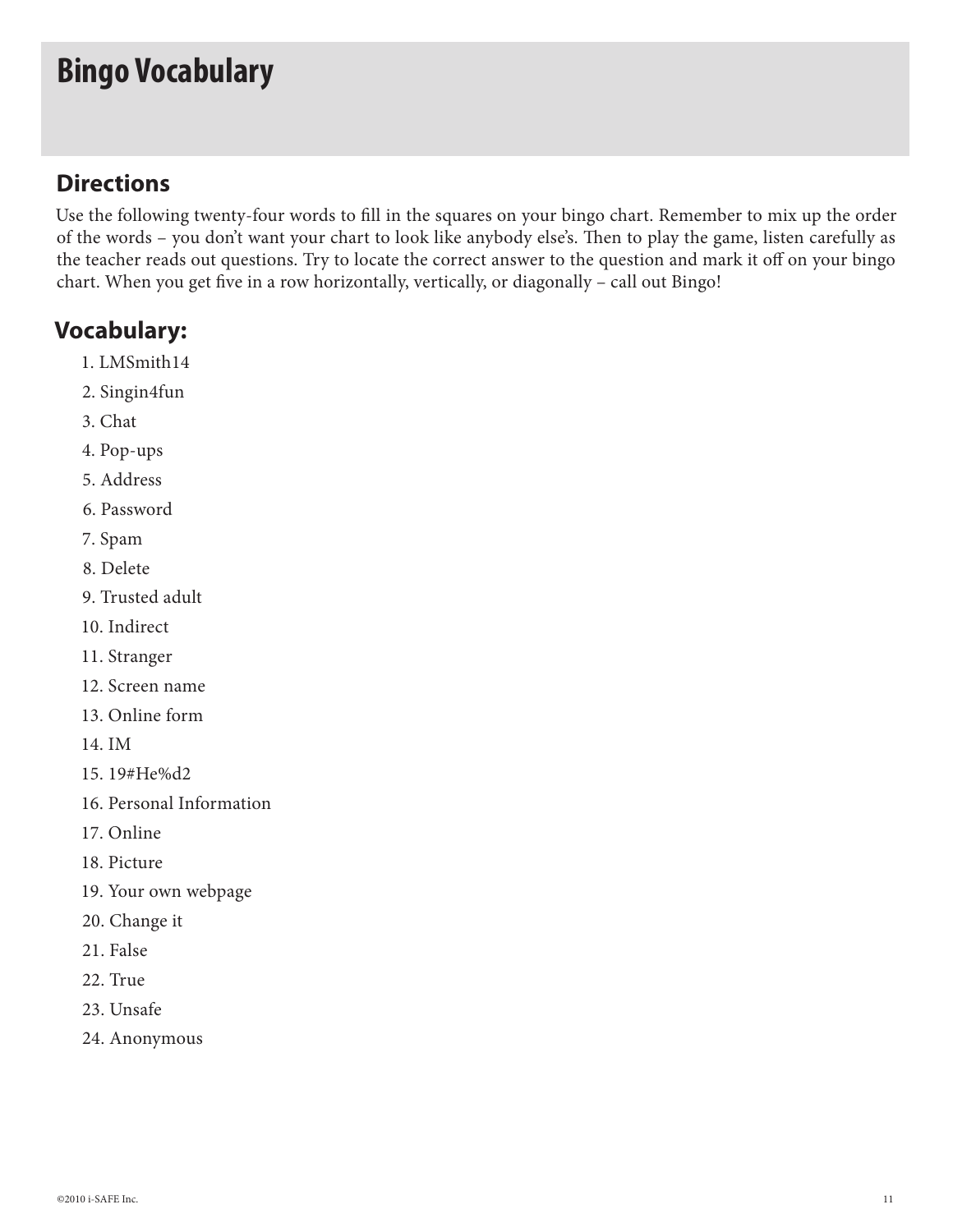# Bingo Vocabulary

## Directions

Use the following twenty-four words to fill in the squares on your bingo chart. Remember to mix up the order of the words – you don't want your chart to look like anybody else's. Then to play the game, listen carefully as the teacher reads out questions. Try to locate the correct answer to the question and mark it off on your bingo chart. When you get five in a row horizontally, vertically, or diagonally – call out Bingo!

## Vocabulary:

1. LMSmith14
2. Singin4fun
3. Chat
4. Pop-ups
5. Address
6. Password
7. Spam
8. Delete
9. Trusted adult
10. Indirect
11. Stranger
12. Screen name
13. Online form
14. IM
15. 19#He%d2
16. Personal Information
17. Online
18. Picture
19. Your own webpage
20. Change it
21. False
22. True
23. Unsafe
24. Anonymous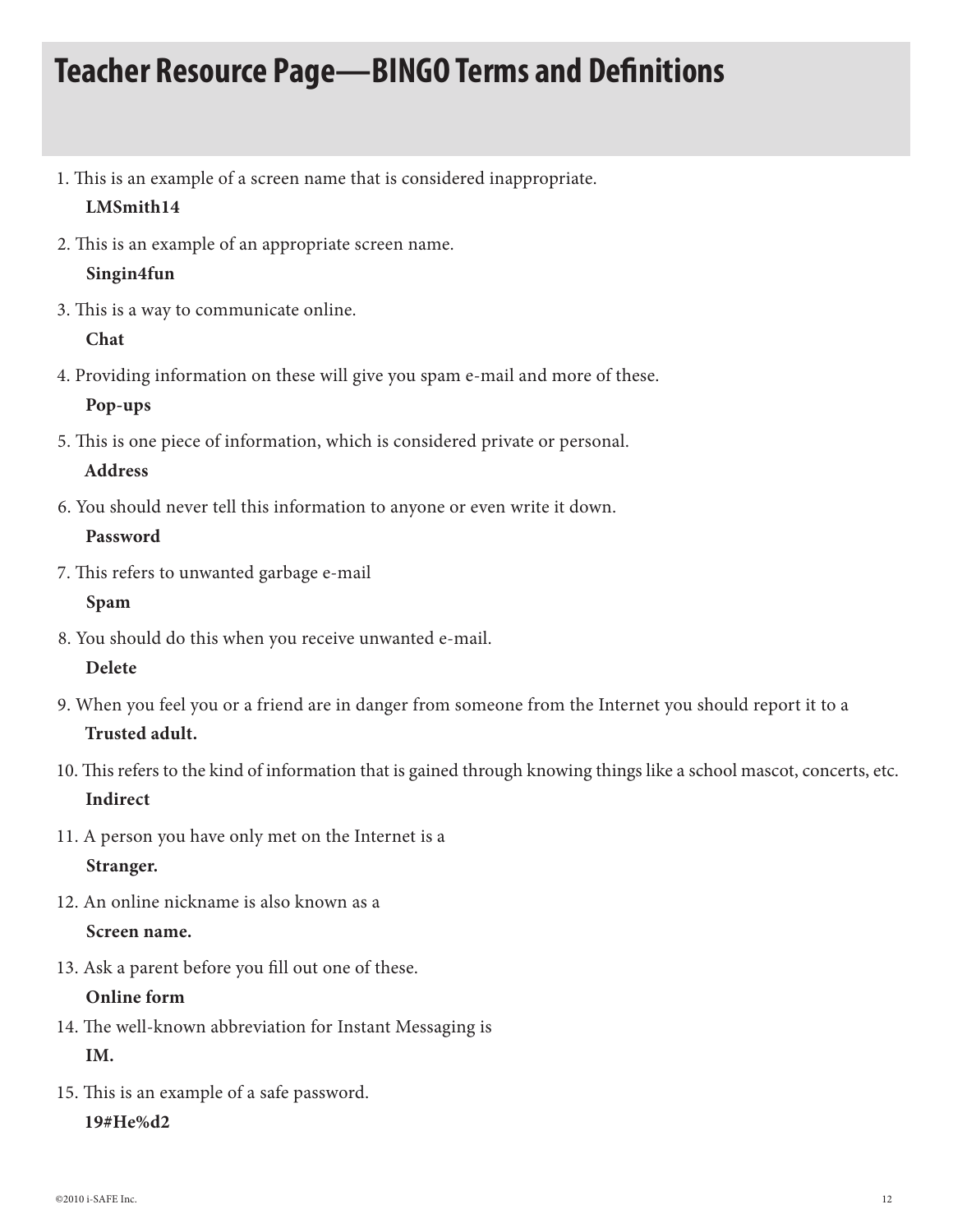# Teacher Resource Page—BINGO Terms and Definitions

1. This is an example of a screen name that is considered inappropriate.
   **LMSmith14**
2. This is an example of an appropriate screen name.
   **Singin4fun**
3. This is a way to communicate online.
   **Chat**
4. Providing information on these will give you spam e-mail and more of these.
   **Pop-ups**
5. This is one piece of information, which is considered private or personal.
   **Address**
6. You should never tell this information to anyone or even write it down.
   **Password**
7. This refers to unwanted garbage e-mail
   **Spam**
8. You should do this when you receive unwanted e-mail.
   **Delete**
9. When you feel you or a friend are in danger from someone from the Internet you should report it to a
   **Trusted adult.**
10. This refers to the kind of information that is gained through knowing things like a school mascot, concerts, etc.
    **Indirect**
11. A person you have only met on the Internet is a
    **Stranger.**
12. An online nickname is also known as a
    **Screen name.**
13. Ask a parent before you fill out one of these.
    **Online form**
14. The well-known abbreviation for Instant Messaging is
    **IM.**
15. This is an example of a safe password.
    **19#He%d2**

©2010 i-SAFE Inc.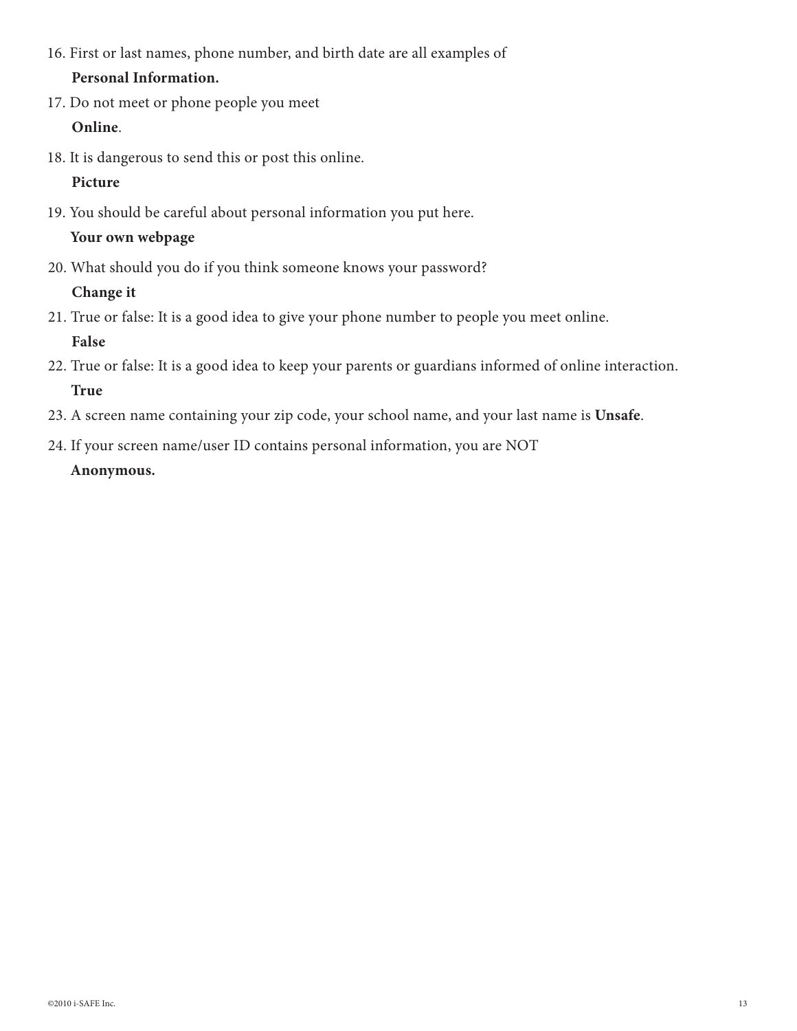16. First or last names, phone number, and birth date are all examples of

    **Personal Information.**

17. Do not meet or phone people you meet

    **Online**.

18. It is dangerous to send this or post this online.

    **Picture**

19. You should be careful about personal information you put here.

    **Your own webpage**

20. What should you do if you think someone knows your password?

    **Change it**

21. True or false: It is a good idea to give your phone number to people you meet online.

    **False**

22. True or false: It is a good idea to keep your parents or guardians informed of online interaction.

    **True**

23. A screen name containing your zip code, your school name, and your last name is **Unsafe**.

24. If your screen name/user ID contains personal information, you are NOT

    **Anonymous.**

©2010 i-SAFE Inc.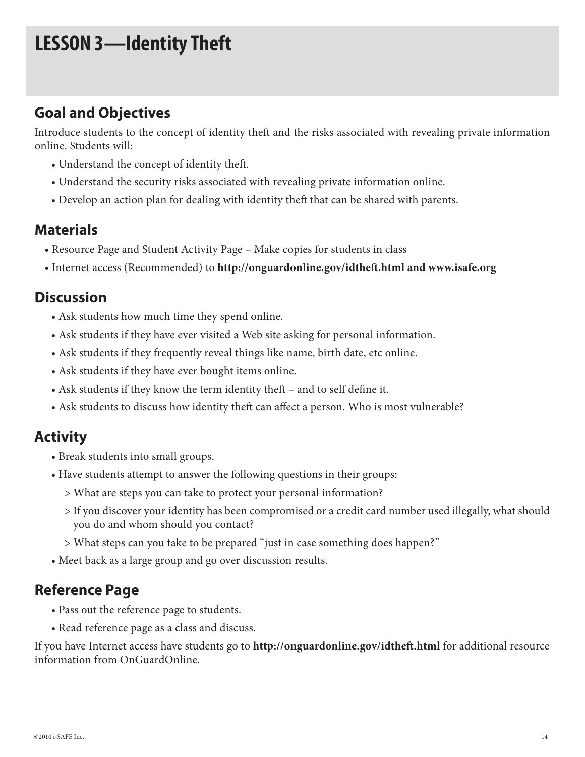# LESSON 3—Identity Theft

## Goal and Objectives

Introduce students to the concept of identity theft and the risks associated with revealing private information online. Students will:

- Understand the concept of identity theft.
- Understand the security risks associated with revealing private information online.
- Develop an action plan for dealing with identity theft that can be shared with parents.

## Materials

- Resource Page and Student Activity Page – Make copies for students in class
- Internet access (Recommended) to **http://onguardonline.gov/idtheft.html and www.isafe.org**

## Discussion

- Ask students how much time they spend online.
- Ask students if they have ever visited a Web site asking for personal information.
- Ask students if they frequently reveal things like name, birth date, etc online.
- Ask students if they have ever bought items online.
- Ask students if they know the term identity theft – and to self define it.
- Ask students to discuss how identity theft can affect a person. Who is most vulnerable?

## Activity

- Break students into small groups.
- Have students attempt to answer the following questions in their groups:
  > What are steps you can take to protect your personal information?
  > If you discover your identity has been compromised or a credit card number used illegally, what should you do and whom should you contact?
  > What steps can you take to be prepared "just in case something does happen?"
- Meet back as a large group and go over discussion results.

## Reference Page

- Pass out the reference page to students.
- Read reference page as a class and discuss.

If you have Internet access have students go to **http://onguardonline.gov/idtheft.html** for additional resource information from OnGuardOnline.

©2010 i-SAFE Inc.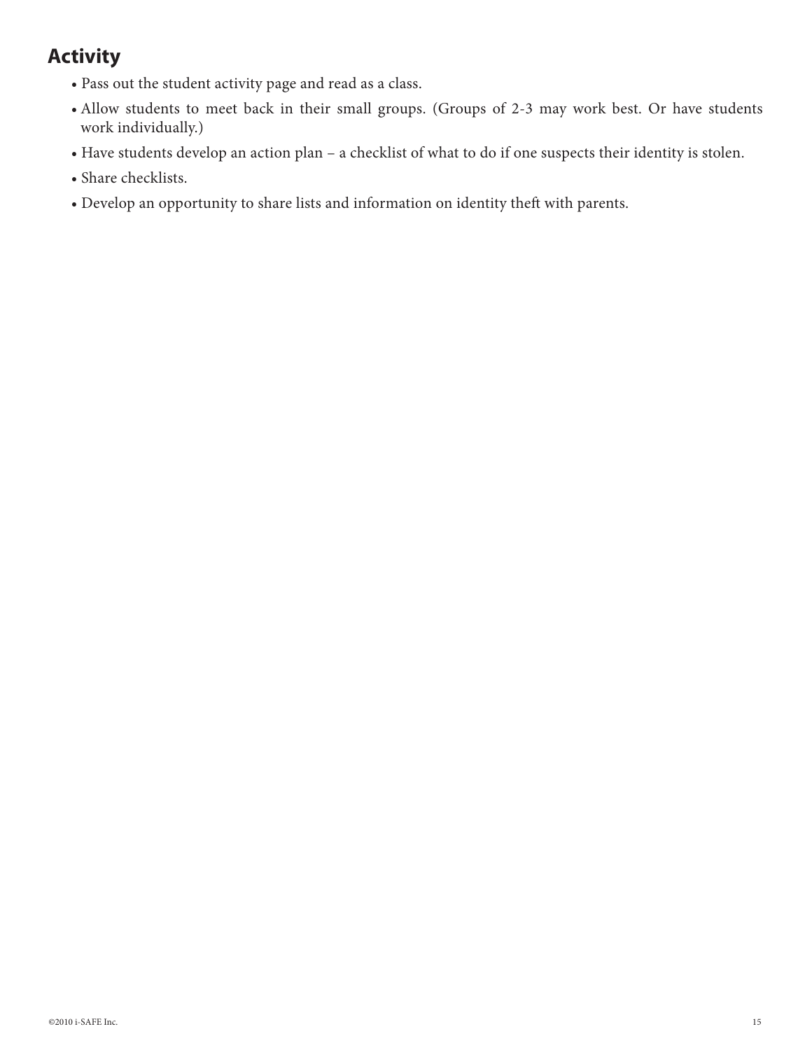## Activity

- Pass out the student activity page and read as a class.
- Allow students to meet back in their small groups. (Groups of 2-3 may work best. Or have students work individually.)
- Have students develop an action plan – a checklist of what to do if one suspects their identity is stolen.
- Share checklists.
- Develop an opportunity to share lists and information on identity theft with parents.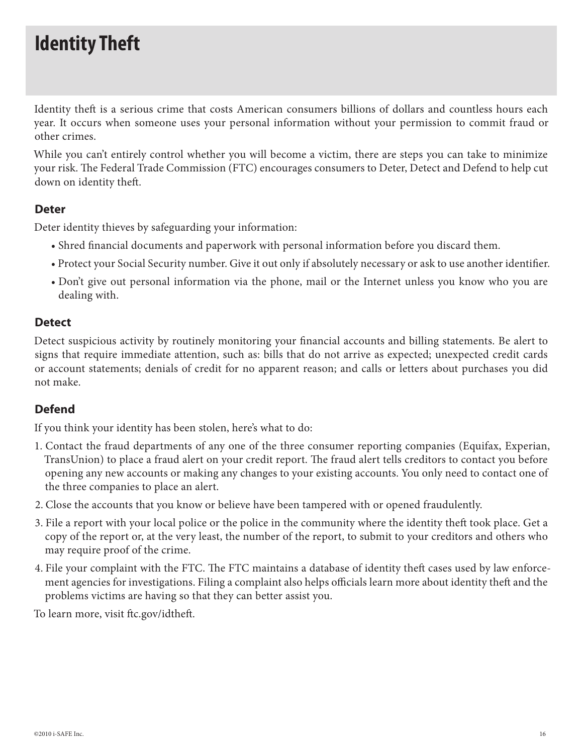# Identity Theft

Identity theft is a serious crime that costs American consumers billions of dollars and countless hours each year. It occurs when someone uses your personal information without your permission to commit fraud or other crimes.

While you can't entirely control whether you will become a victim, there are steps you can take to minimize your risk. The Federal Trade Commission (FTC) encourages consumers to Deter, Detect and Defend to help cut down on identity theft.

### Deter

Deter identity thieves by safeguarding your information:

- Shred financial documents and paperwork with personal information before you discard them.
- Protect your Social Security number. Give it out only if absolutely necessary or ask to use another identifier.
- Don't give out personal information via the phone, mail or the Internet unless you know who you are dealing with.

### Detect

Detect suspicious activity by routinely monitoring your financial accounts and billing statements. Be alert to signs that require immediate attention, such as: bills that do not arrive as expected; unexpected credit cards or account statements; denials of credit for no apparent reason; and calls or letters about purchases you did not make.

### Defend

If you think your identity has been stolen, here's what to do:

1. Contact the fraud departments of any one of the three consumer reporting companies (Equifax, Experian, TransUnion) to place a fraud alert on your credit report. The fraud alert tells creditors to contact you before opening any new accounts or making any changes to your existing accounts. You only need to contact one of the three companies to place an alert.
2. Close the accounts that you know or believe have been tampered with or opened fraudulently.
3. File a report with your local police or the police in the community where the identity theft took place. Get a copy of the report or, at the very least, the number of the report, to submit to your creditors and others who may require proof of the crime.
4. File your complaint with the FTC. The FTC maintains a database of identity theft cases used by law enforcement agencies for investigations. Filing a complaint also helps officials learn more about identity theft and the problems victims are having so that they can better assist you.

To learn more, visit ftc.gov/idtheft.

©2010 i-SAFE Inc.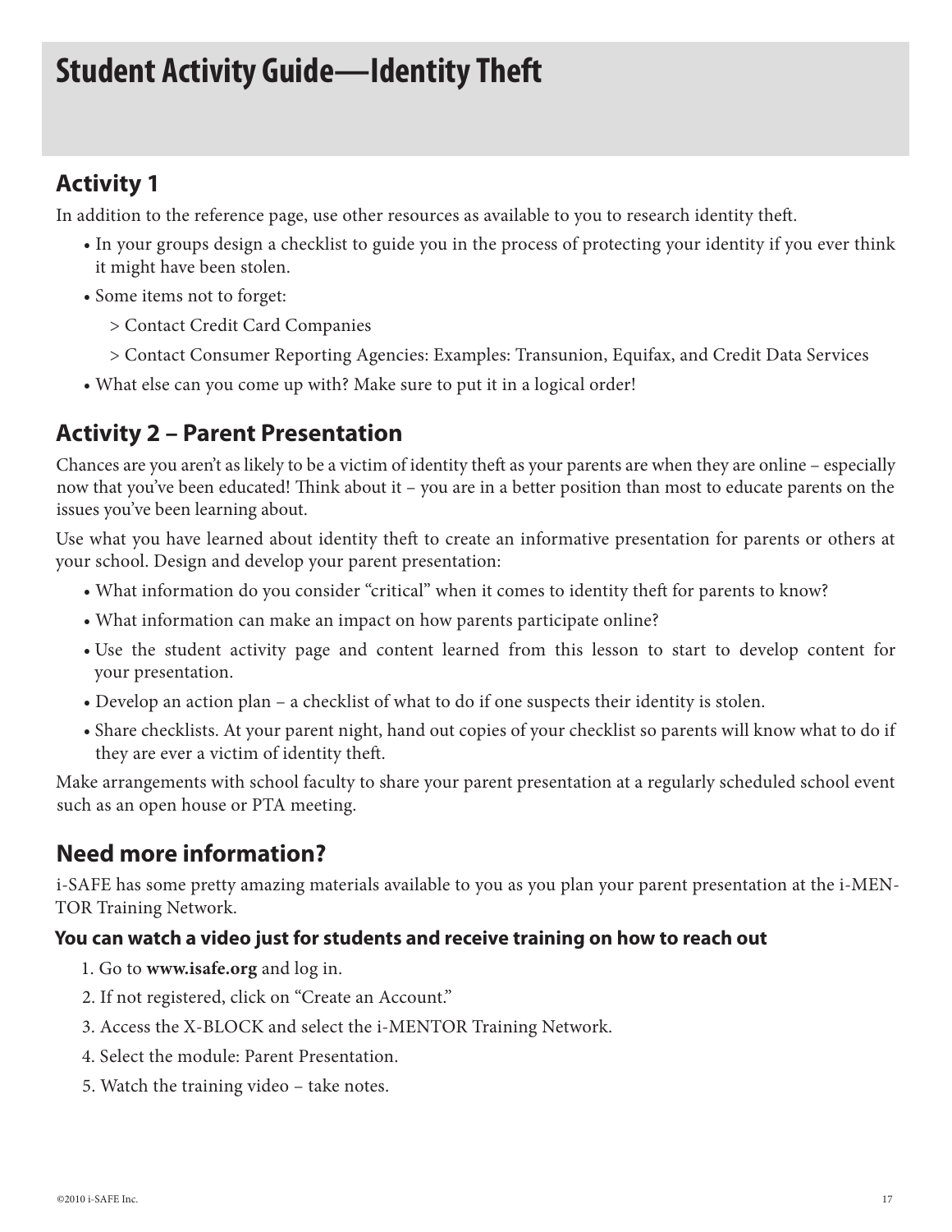# Student Activity Guide—Identity Theft

## Activity 1

In addition to the reference page, use other resources as available to you to research identity theft.

- In your groups design a checklist to guide you in the process of protecting your identity if you ever think it might have been stolen.
- Some items not to forget:
  > Contact Credit Card Companies
  
  > Contact Consumer Reporting Agencies: Examples: Transunion, Equifax, and Credit Data Services
- What else can you come up with? Make sure to put it in a logical order!

## Activity 2 – Parent Presentation

Chances are you aren't as likely to be a victim of identity theft as your parents are when they are online – especially now that you've been educated! Think about it – you are in a better position than most to educate parents on the issues you've been learning about.

Use what you have learned about identity theft to create an informative presentation for parents or others at your school. Design and develop your parent presentation:

- What information do you consider "critical" when it comes to identity theft for parents to know?
- What information can make an impact on how parents participate online?
- Use the student activity page and content learned from this lesson to start to develop content for your presentation.
- Develop an action plan – a checklist of what to do if one suspects their identity is stolen.
- Share checklists. At your parent night, hand out copies of your checklist so parents will know what to do if they are ever a victim of identity theft.

Make arrangements with school faculty to share your parent presentation at a regularly scheduled school event such as an open house or PTA meeting.

## Need more information?

i-SAFE has some pretty amazing materials available to you as you plan your parent presentation at the i-MENTOR Training Network.

### You can watch a video just for students and receive training on how to reach out

1. Go to **www.isafe.org** and log in.
2. If not registered, click on "Create an Account."
3. Access the X-BLOCK and select the i-MENTOR Training Network.
4. Select the module: Parent Presentation.
5. Watch the training video – take notes.

©2010 i-SAFE Inc.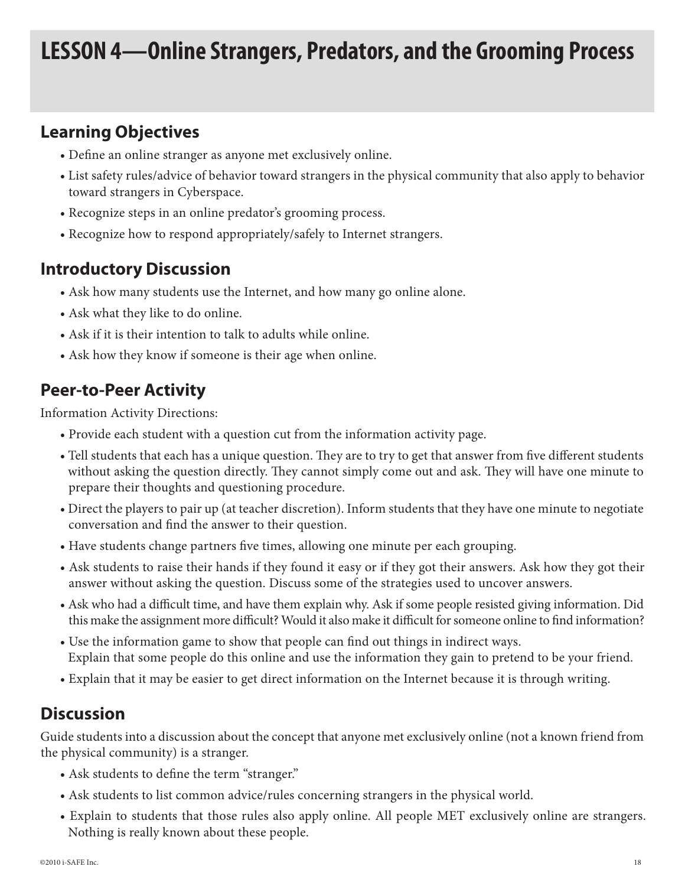# LESSON 4—Online Strangers, Predators, and the Grooming Process

## Learning Objectives

- Define an online stranger as anyone met exclusively online.
- List safety rules/advice of behavior toward strangers in the physical community that also apply to behavior toward strangers in Cyberspace.
- Recognize steps in an online predator's grooming process.
- Recognize how to respond appropriately/safely to Internet strangers.

## Introductory Discussion

- Ask how many students use the Internet, and how many go online alone.
- Ask what they like to do online.
- Ask if it is their intention to talk to adults while online.
- Ask how they know if someone is their age when online.

## Peer-to-Peer Activity

Information Activity Directions:

- Provide each student with a question cut from the information activity page.
- Tell students that each has a unique question. They are to try to get that answer from five different students without asking the question directly. They cannot simply come out and ask. They will have one minute to prepare their thoughts and questioning procedure.
- Direct the players to pair up (at teacher discretion). Inform students that they have one minute to negotiate conversation and find the answer to their question.
- Have students change partners five times, allowing one minute per each grouping.
- Ask students to raise their hands if they found it easy or if they got their answers. Ask how they got their answer without asking the question. Discuss some of the strategies used to uncover answers.
- Ask who had a difficult time, and have them explain why. Ask if some people resisted giving information. Did this make the assignment more difficult? Would it also make it difficult for someone online to find information?
- Use the information game to show that people can find out things in indirect ways.
  Explain that some people do this online and use the information they gain to pretend to be your friend.
- Explain that it may be easier to get direct information on the Internet because it is through writing.

## Discussion

Guide students into a discussion about the concept that anyone met exclusively online (not a known friend from the physical community) is a stranger.

- Ask students to define the term "stranger."
- Ask students to list common advice/rules concerning strangers in the physical world.
- Explain to students that those rules also apply online. All people MET exclusively online are strangers. Nothing is really known about these people.

©2010 i-SAFE Inc.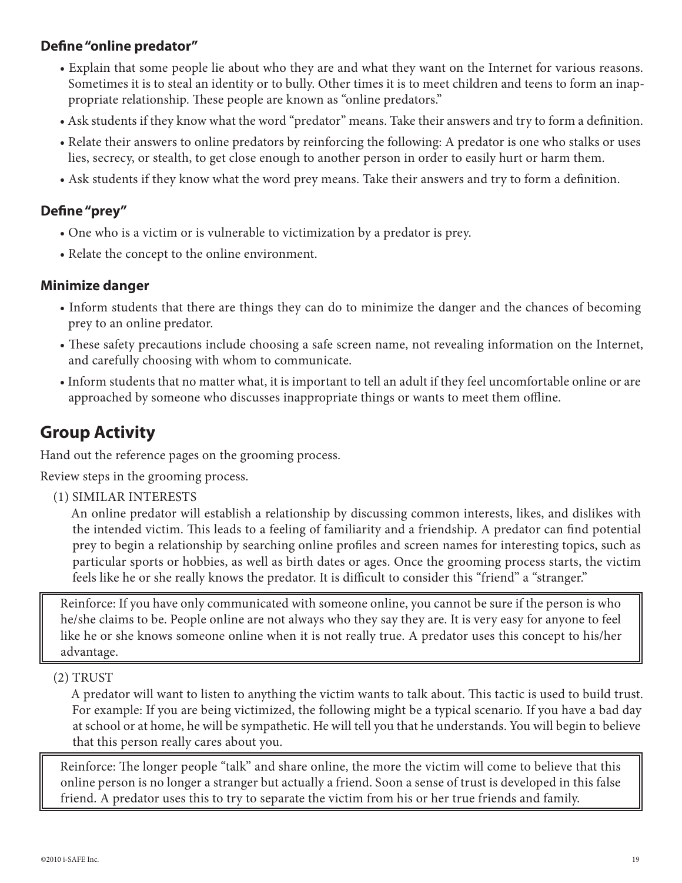### Define "online predator"

- Explain that some people lie about who they are and what they want on the Internet for various reasons. Sometimes it is to steal an identity or to bully. Other times it is to meet children and teens to form an inappropriate relationship. These people are known as "online predators."
- Ask students if they know what the word "predator" means. Take their answers and try to form a definition.
- Relate their answers to online predators by reinforcing the following: A predator is one who stalks or uses lies, secrecy, or stealth, to get close enough to another person in order to easily hurt or harm them.
- Ask students if they know what the word prey means. Take their answers and try to form a definition.

### Define "prey"

- One who is a victim or is vulnerable to victimization by a predator is prey.
- Relate the concept to the online environment.

### Minimize danger

- Inform students that there are things they can do to minimize the danger and the chances of becoming prey to an online predator.
- These safety precautions include choosing a safe screen name, not revealing information on the Internet, and carefully choosing with whom to communicate.
- Inform students that no matter what, it is important to tell an adult if they feel uncomfortable online or are approached by someone who discusses inappropriate things or wants to meet them offline.

## Group Activity

Hand out the reference pages on the grooming process.

Review steps in the grooming process.

(1) SIMILAR INTERESTS

An online predator will establish a relationship by discussing common interests, likes, and dislikes with the intended victim. This leads to a feeling of familiarity and a friendship. A predator can find potential prey to begin a relationship by searching online profiles and screen names for interesting topics, such as particular sports or hobbies, as well as birth dates or ages. Once the grooming process starts, the victim feels like he or she really knows the predator. It is difficult to consider this "friend" a "stranger."

> Reinforce: If you have only communicated with someone online, you cannot be sure if the person is who he/she claims to be. People online are not always who they say they are. It is very easy for anyone to feel like he or she knows someone online when it is not really true. A predator uses this concept to his/her advantage.

(2) TRUST

A predator will want to listen to anything the victim wants to talk about. This tactic is used to build trust. For example: If you are being victimized, the following might be a typical scenario. If you have a bad day at school or at home, he will be sympathetic. He will tell you that he understands. You will begin to believe that this person really cares about you.

> Reinforce: The longer people "talk" and share online, the more the victim will come to believe that this online person is no longer a stranger but actually a friend. Soon a sense of trust is developed in this false friend. A predator uses this to try to separate the victim from his or her true friends and family.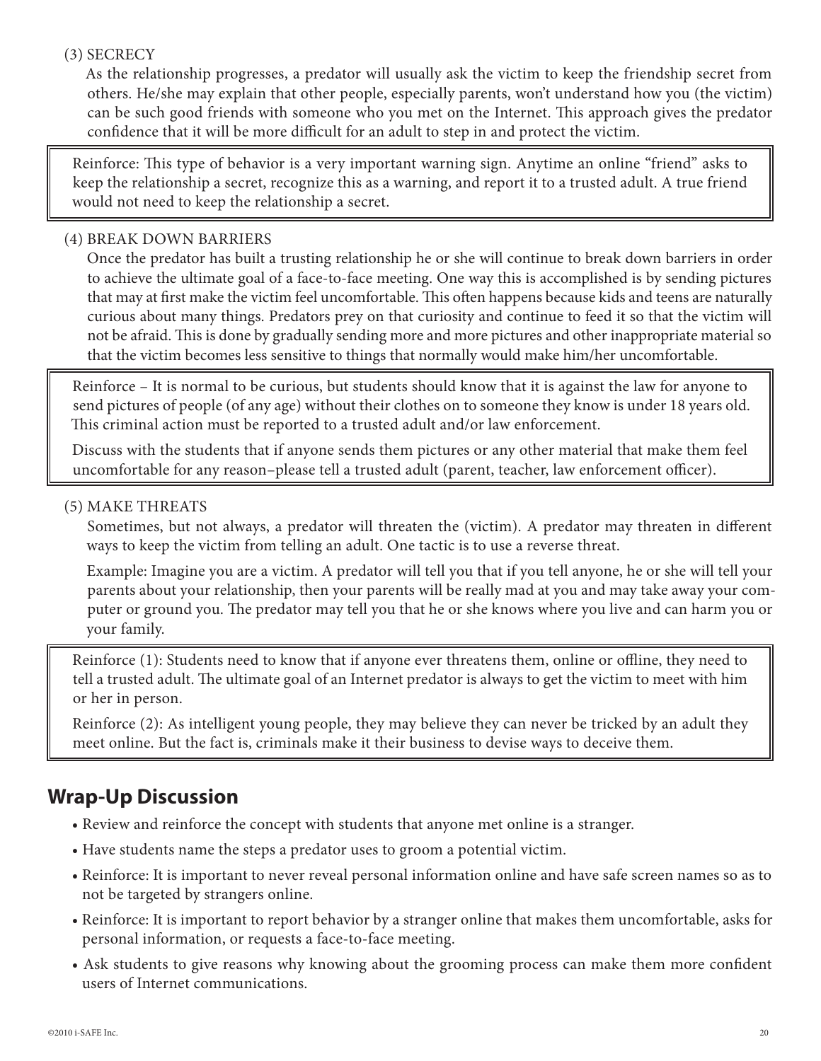(3) SECRECY

As the relationship progresses, a predator will usually ask the victim to keep the friendship secret from others. He/she may explain that other people, especially parents, won't understand how you (the victim) can be such good friends with someone who you met on the Internet. This approach gives the predator confidence that it will be more difficult for an adult to step in and protect the victim.

> Reinforce: This type of behavior is a very important warning sign. Anytime an online "friend" asks to keep the relationship a secret, recognize this as a warning, and report it to a trusted adult. A true friend would not need to keep the relationship a secret.

(4) BREAK DOWN BARRIERS

Once the predator has built a trusting relationship he or she will continue to break down barriers in order to achieve the ultimate goal of a face-to-face meeting. One way this is accomplished is by sending pictures that may at first make the victim feel uncomfortable. This often happens because kids and teens are naturally curious about many things. Predators prey on that curiosity and continue to feed it so that the victim will not be afraid. This is done by gradually sending more and more pictures and other inappropriate material so that the victim becomes less sensitive to things that normally would make him/her uncomfortable.

> Reinforce – It is normal to be curious, but students should know that it is against the law for anyone to send pictures of people (of any age) without their clothes on to someone they know is under 18 years old. This criminal action must be reported to a trusted adult and/or law enforcement.
>
> Discuss with the students that if anyone sends them pictures or any other material that make them feel uncomfortable for any reason–please tell a trusted adult (parent, teacher, law enforcement officer).

(5) MAKE THREATS

Sometimes, but not always, a predator will threaten the (victim). A predator may threaten in different ways to keep the victim from telling an adult. One tactic is to use a reverse threat.

Example: Imagine you are a victim. A predator will tell you that if you tell anyone, he or she will tell your parents about your relationship, then your parents will be really mad at you and may take away your computer or ground you. The predator may tell you that he or she knows where you live and can harm you or your family.

> Reinforce (1): Students need to know that if anyone ever threatens them, online or offline, they need to tell a trusted adult. The ultimate goal of an Internet predator is always to get the victim to meet with him or her in person.
>
> Reinforce (2): As intelligent young people, they may believe they can never be tricked by an adult they meet online. But the fact is, criminals make it their business to devise ways to deceive them.

## Wrap-Up Discussion

- Review and reinforce the concept with students that anyone met online is a stranger.
- Have students name the steps a predator uses to groom a potential victim.
- Reinforce: It is important to never reveal personal information online and have safe screen names so as to not be targeted by strangers online.
- Reinforce: It is important to report behavior by a stranger online that makes them uncomfortable, asks for personal information, or requests a face-to-face meeting.
- Ask students to give reasons why knowing about the grooming process can make them more confident users of Internet communications.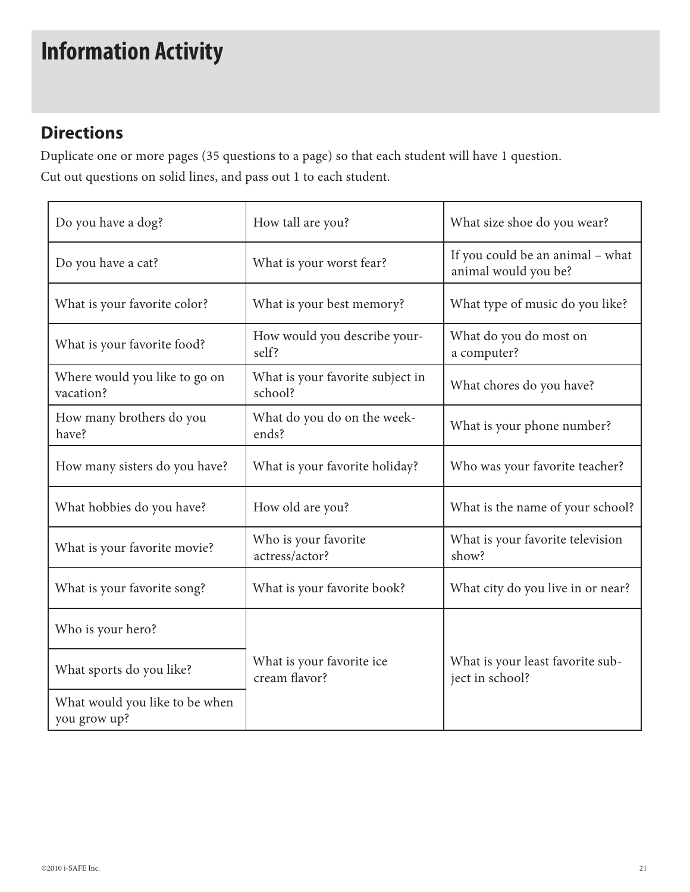# Information Activity

## Directions

Duplicate one or more pages (35 questions to a page) so that each student will have 1 question.

Cut out questions on solid lines, and pass out 1 to each student.

| | | |
|---|---|---|
| Do you have a dog? | How tall are you? | What size shoe do you wear? |
| Do you have a cat? | What is your worst fear? | If you could be an animal – what animal would you be? |
| What is your favorite color? | What is your best memory? | What type of music do you like? |
| What is your favorite food? | How would you describe yourself? | What do you do most on a computer? |
| Where would you like to go on vacation? | What is your favorite subject in school? | What chores do you have? |
| How many brothers do you have? | What do you do on the weekends? | What is your phone number? |
| How many sisters do you have? | What is your favorite holiday? | Who was your favorite teacher? |
| What hobbies do you have? | How old are you? | What is the name of your school? |
| What is your favorite movie? | Who is your favorite actress/actor? | What is your favorite television show? |
| What is your favorite song? | What is your favorite book? | What city do you live in or near? |
| Who is your hero? | What is your favorite ice cream flavor? | What is your least favorite subject in school? |
| What sports do you like? | | |
| What would you like to be when you grow up? | | |

©2010 i-SAFE Inc.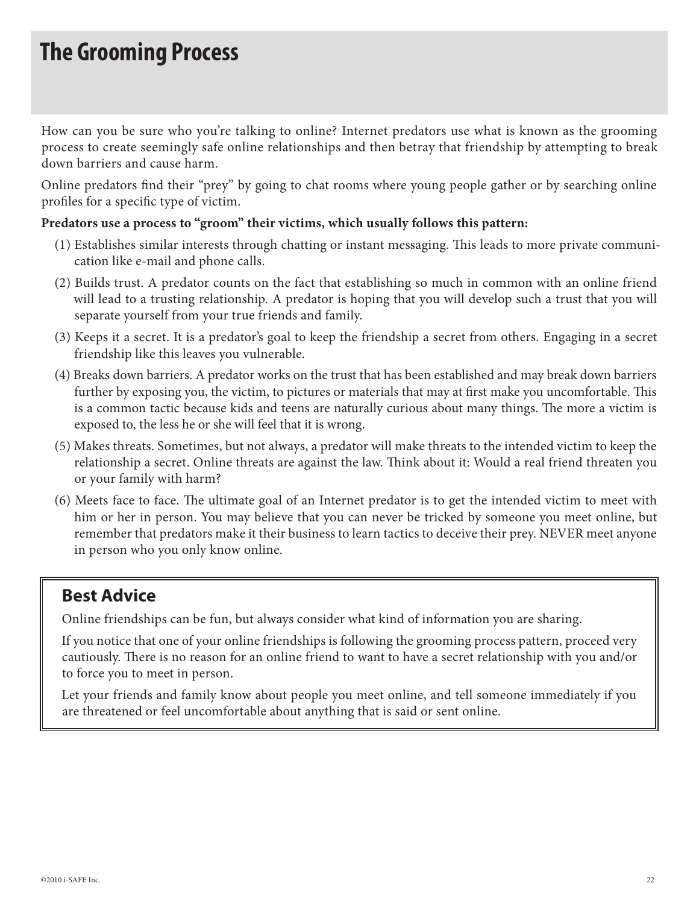# The Grooming Process

How can you be sure who you're talking to online? Internet predators use what is known as the grooming process to create seemingly safe online relationships and then betray that friendship by attempting to break down barriers and cause harm.

Online predators find their "prey" by going to chat rooms where young people gather or by searching online profiles for a specific type of victim.

**Predators use a process to "groom" their victims, which usually follows this pattern:**

(1) Establishes similar interests through chatting or instant messaging. This leads to more private communication like e-mail and phone calls.

(2) Builds trust. A predator counts on the fact that establishing so much in common with an online friend will lead to a trusting relationship. A predator is hoping that you will develop such a trust that you will separate yourself from your true friends and family.

(3) Keeps it a secret. It is a predator's goal to keep the friendship a secret from others. Engaging in a secret friendship like this leaves you vulnerable.

(4) Breaks down barriers. A predator works on the trust that has been established and may break down barriers further by exposing you, the victim, to pictures or materials that may at first make you uncomfortable. This is a common tactic because kids and teens are naturally curious about many things. The more a victim is exposed to, the less he or she will feel that it is wrong.

(5) Makes threats. Sometimes, but not always, a predator will make threats to the intended victim to keep the relationship a secret. Online threats are against the law. Think about it: Would a real friend threaten you or your family with harm?

(6) Meets face to face. The ultimate goal of an Internet predator is to get the intended victim to meet with him or her in person. You may believe that you can never be tricked by someone you meet online, but remember that predators make it their business to learn tactics to deceive their prey. NEVER meet anyone in person who you only know online.

## Best Advice

Online friendships can be fun, but always consider what kind of information you are sharing.

If you notice that one of your online friendships is following the grooming process pattern, proceed very cautiously. There is no reason for an online friend to want to have a secret relationship with you and/or to force you to meet in person.

Let your friends and family know about people you meet online, and tell someone immediately if you are threatened or feel uncomfortable about anything that is said or sent online.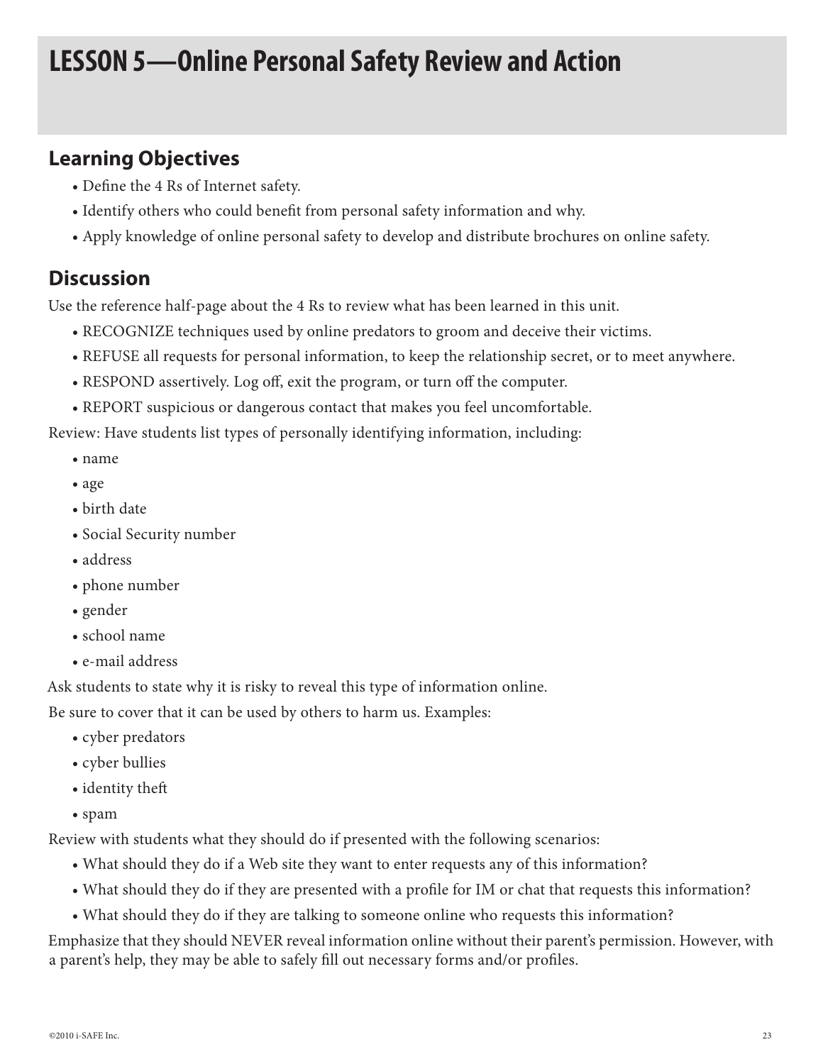# LESSON 5—Online Personal Safety Review and Action

## Learning Objectives

- Define the 4 Rs of Internet safety.
- Identify others who could benefit from personal safety information and why.
- Apply knowledge of online personal safety to develop and distribute brochures on online safety.

## Discussion

Use the reference half-page about the 4 Rs to review what has been learned in this unit.

- RECOGNIZE techniques used by online predators to groom and deceive their victims.
- REFUSE all requests for personal information, to keep the relationship secret, or to meet anywhere.
- RESPOND assertively. Log off, exit the program, or turn off the computer.
- REPORT suspicious or dangerous contact that makes you feel uncomfortable.

Review: Have students list types of personally identifying information, including:

- name
- age
- birth date
- Social Security number
- address
- phone number
- gender
- school name
- e-mail address

Ask students to state why it is risky to reveal this type of information online.

Be sure to cover that it can be used by others to harm us. Examples:

- cyber predators
- cyber bullies
- identity theft
- spam

Review with students what they should do if presented with the following scenarios:

- What should they do if a Web site they want to enter requests any of this information?
- What should they do if they are presented with a profile for IM or chat that requests this information?
- What should they do if they are talking to someone online who requests this information?

Emphasize that they should NEVER reveal information online without their parent's permission. However, with a parent's help, they may be able to safely fill out necessary forms and/or profiles.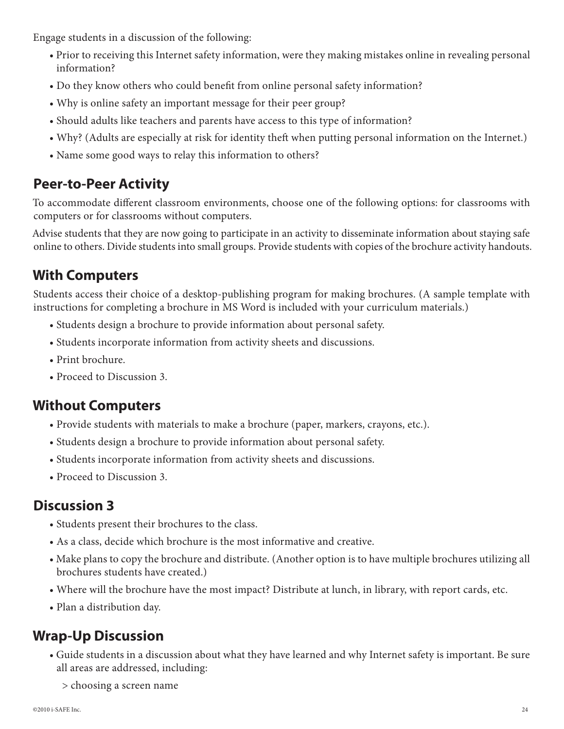Engage students in a discussion of the following:

- Prior to receiving this Internet safety information, were they making mistakes online in revealing personal information?
- Do they know others who could benefit from online personal safety information?
- Why is online safety an important message for their peer group?
- Should adults like teachers and parents have access to this type of information?
- Why? (Adults are especially at risk for identity theft when putting personal information on the Internet.)
- Name some good ways to relay this information to others?

## Peer-to-Peer Activity

To accommodate different classroom environments, choose one of the following options: for classrooms with computers or for classrooms without computers.

Advise students that they are now going to participate in an activity to disseminate information about staying safe online to others. Divide students into small groups. Provide students with copies of the brochure activity handouts.

## With Computers

Students access their choice of a desktop-publishing program for making brochures. (A sample template with instructions for completing a brochure in MS Word is included with your curriculum materials.)

- Students design a brochure to provide information about personal safety.
- Students incorporate information from activity sheets and discussions.
- Print brochure.
- Proceed to Discussion 3.

## Without Computers

- Provide students with materials to make a brochure (paper, markers, crayons, etc.).
- Students design a brochure to provide information about personal safety.
- Students incorporate information from activity sheets and discussions.
- Proceed to Discussion 3.

## Discussion 3

- Students present their brochures to the class.
- As a class, decide which brochure is the most informative and creative.
- Make plans to copy the brochure and distribute. (Another option is to have multiple brochures utilizing all brochures students have created.)
- Where will the brochure have the most impact? Distribute at lunch, in library, with report cards, etc.
- Plan a distribution day.

## Wrap-Up Discussion

- Guide students in a discussion about what they have learned and why Internet safety is important. Be sure all areas are addressed, including:
  - > choosing a screen name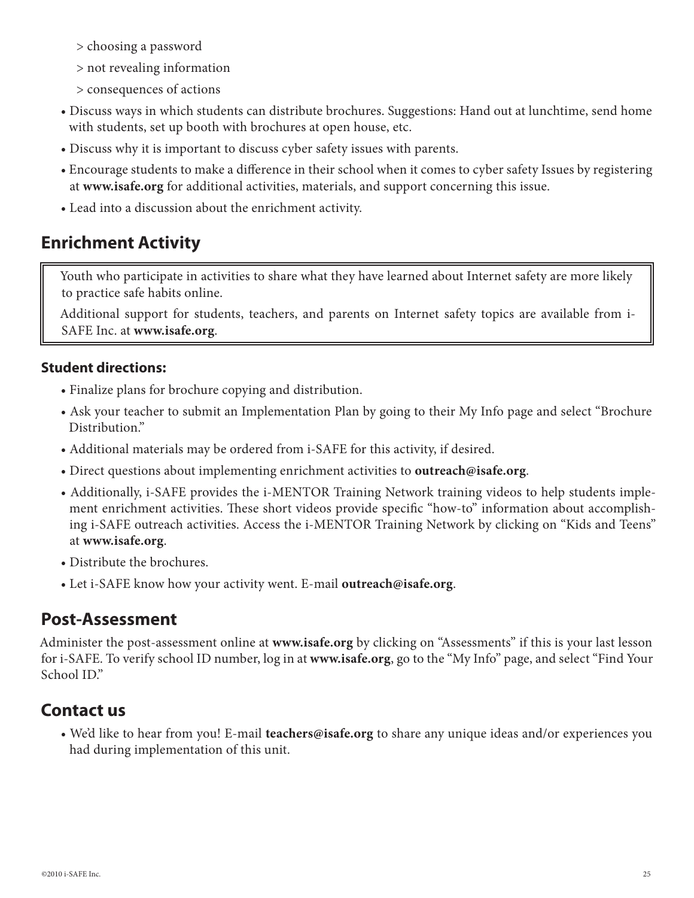> choosing a password

> not revealing information

> consequences of actions

- Discuss ways in which students can distribute brochures. Suggestions: Hand out at lunchtime, send home with students, set up booth with brochures at open house, etc.
- Discuss why it is important to discuss cyber safety issues with parents.
- Encourage students to make a difference in their school when it comes to cyber safety Issues by registering at **www.isafe.org** for additional activities, materials, and support concerning this issue.
- Lead into a discussion about the enrichment activity.

## Enrichment Activity

Youth who participate in activities to share what they have learned about Internet safety are more likely to practice safe habits online.

Additional support for students, teachers, and parents on Internet safety topics are available from i-SAFE Inc. at **www.isafe.org**.

### Student directions:

- Finalize plans for brochure copying and distribution.
- Ask your teacher to submit an Implementation Plan by going to their My Info page and select "Brochure Distribution."
- Additional materials may be ordered from i-SAFE for this activity, if desired.
- Direct questions about implementing enrichment activities to **outreach@isafe.org**.
- Additionally, i-SAFE provides the i-MENTOR Training Network training videos to help students implement enrichment activities. These short videos provide specific "how-to" information about accomplishing i-SAFE outreach activities. Access the i-MENTOR Training Network by clicking on "Kids and Teens" at **www.isafe.org**.
- Distribute the brochures.
- Let i-SAFE know how your activity went. E-mail **outreach@isafe.org**.

## Post-Assessment

Administer the post-assessment online at **www.isafe.org** by clicking on "Assessments" if this is your last lesson for i-SAFE. To verify school ID number, log in at **www.isafe.org**, go to the "My Info" page, and select "Find Your School ID."

## Contact us

- We'd like to hear from you! E-mail **teachers@isafe.org** to share any unique ideas and/or experiences you had during implementation of this unit.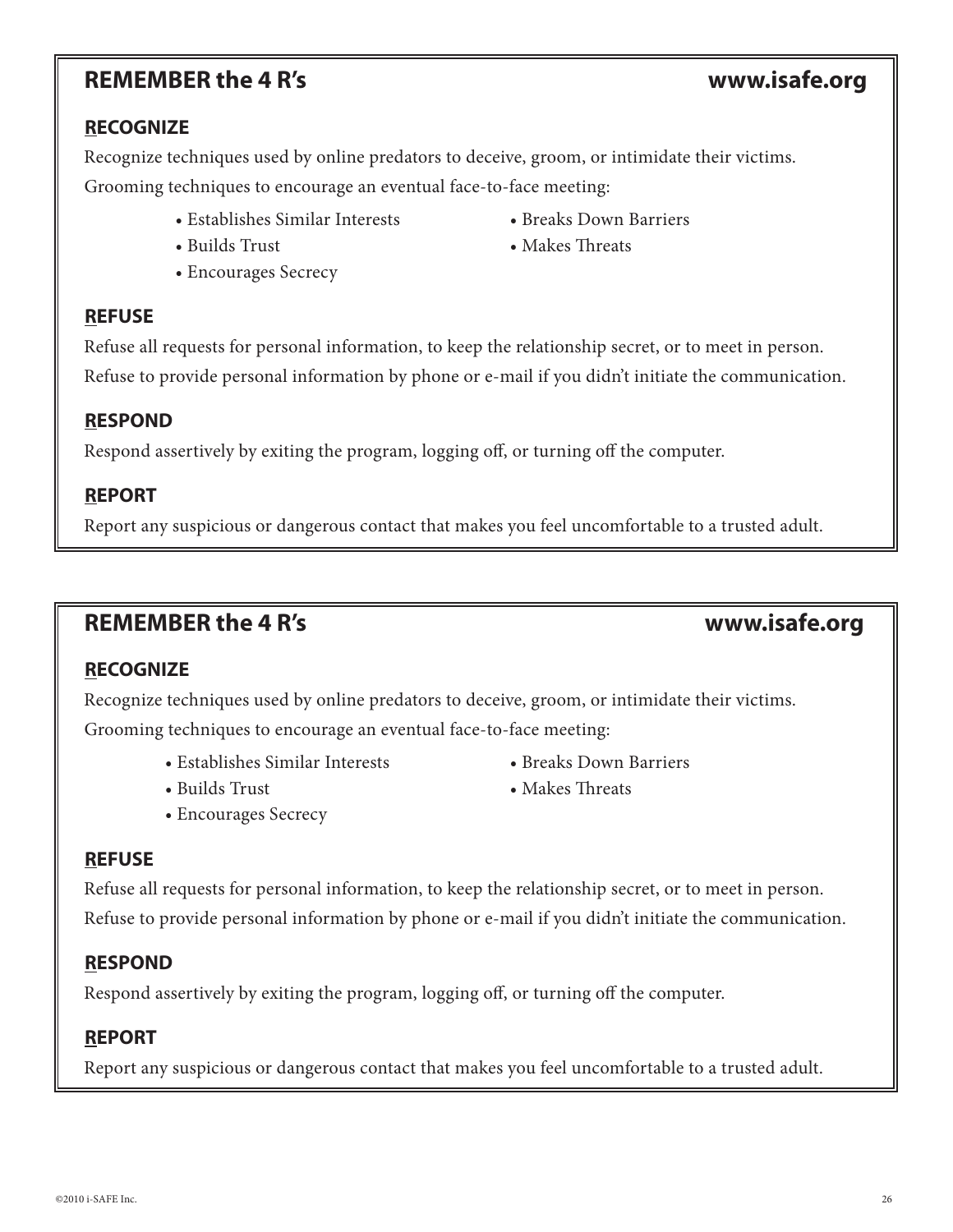## REMEMBER the 4 R's www.isafe.org

### RECOGNIZE

Recognize techniques used by online predators to deceive, groom, or intimidate their victims.

Grooming techniques to encourage an eventual face-to-face meeting:

- Establishes Similar Interests
- Builds Trust
- Encourages Secrecy
- Breaks Down Barriers
- Makes Threats

### REFUSE

Refuse all requests for personal information, to keep the relationship secret, or to meet in person.

Refuse to provide personal information by phone or e-mail if you didn't initiate the communication.

### RESPOND

Respond assertively by exiting the program, logging off, or turning off the computer.

### REPORT

Report any suspicious or dangerous contact that makes you feel uncomfortable to a trusted adult.

## REMEMBER the 4 R's www.isafe.org

### RECOGNIZE

Recognize techniques used by online predators to deceive, groom, or intimidate their victims.

Grooming techniques to encourage an eventual face-to-face meeting:

- Establishes Similar Interests
- Builds Trust
- Encourages Secrecy
- Breaks Down Barriers
- Makes Threats

### REFUSE

Refuse all requests for personal information, to keep the relationship secret, or to meet in person.

Refuse to provide personal information by phone or e-mail if you didn't initiate the communication.

### RESPOND

Respond assertively by exiting the program, logging off, or turning off the computer.

### REPORT

Report any suspicious or dangerous contact that makes you feel uncomfortable to a trusted adult.

©2010 i-SAFE Inc.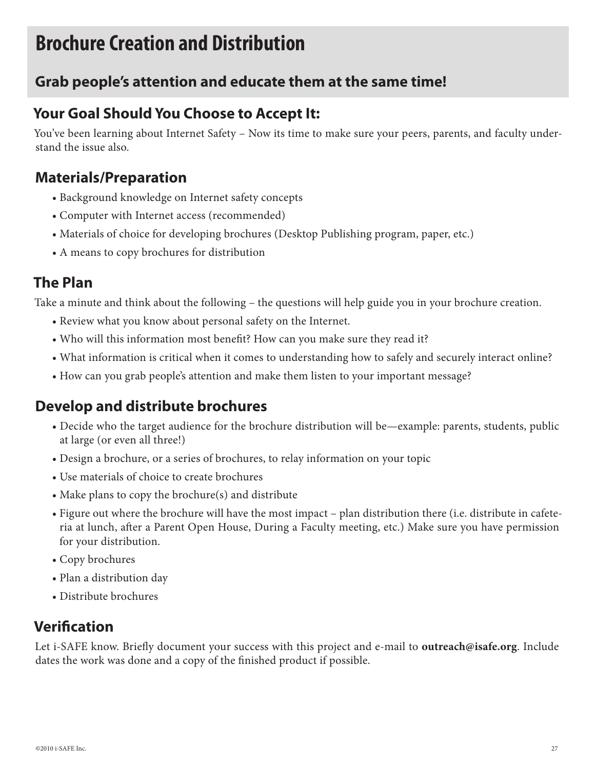# Brochure Creation and Distribution

## Grab people's attention and educate them at the same time!

## Your Goal Should You Choose to Accept It:

You've been learning about Internet Safety – Now its time to make sure your peers, parents, and faculty understand the issue also.

## Materials/Preparation

- Background knowledge on Internet safety concepts
- Computer with Internet access (recommended)
- Materials of choice for developing brochures (Desktop Publishing program, paper, etc.)
- A means to copy brochures for distribution

## The Plan

Take a minute and think about the following – the questions will help guide you in your brochure creation.

- Review what you know about personal safety on the Internet.
- Who will this information most benefit? How can you make sure they read it?
- What information is critical when it comes to understanding how to safely and securely interact online?
- How can you grab people's attention and make them listen to your important message?

## Develop and distribute brochures

- Decide who the target audience for the brochure distribution will be—example: parents, students, public at large (or even all three!)
- Design a brochure, or a series of brochures, to relay information on your topic
- Use materials of choice to create brochures
- Make plans to copy the brochure(s) and distribute
- Figure out where the brochure will have the most impact – plan distribution there (i.e. distribute in cafeteria at lunch, after a Parent Open House, During a Faculty meeting, etc.) Make sure you have permission for your distribution.
- Copy brochures
- Plan a distribution day
- Distribute brochures

## Verification

Let i-SAFE know. Briefly document your success with this project and e-mail to **outreach@isafe.org**. Include dates the work was done and a copy of the finished product if possible.